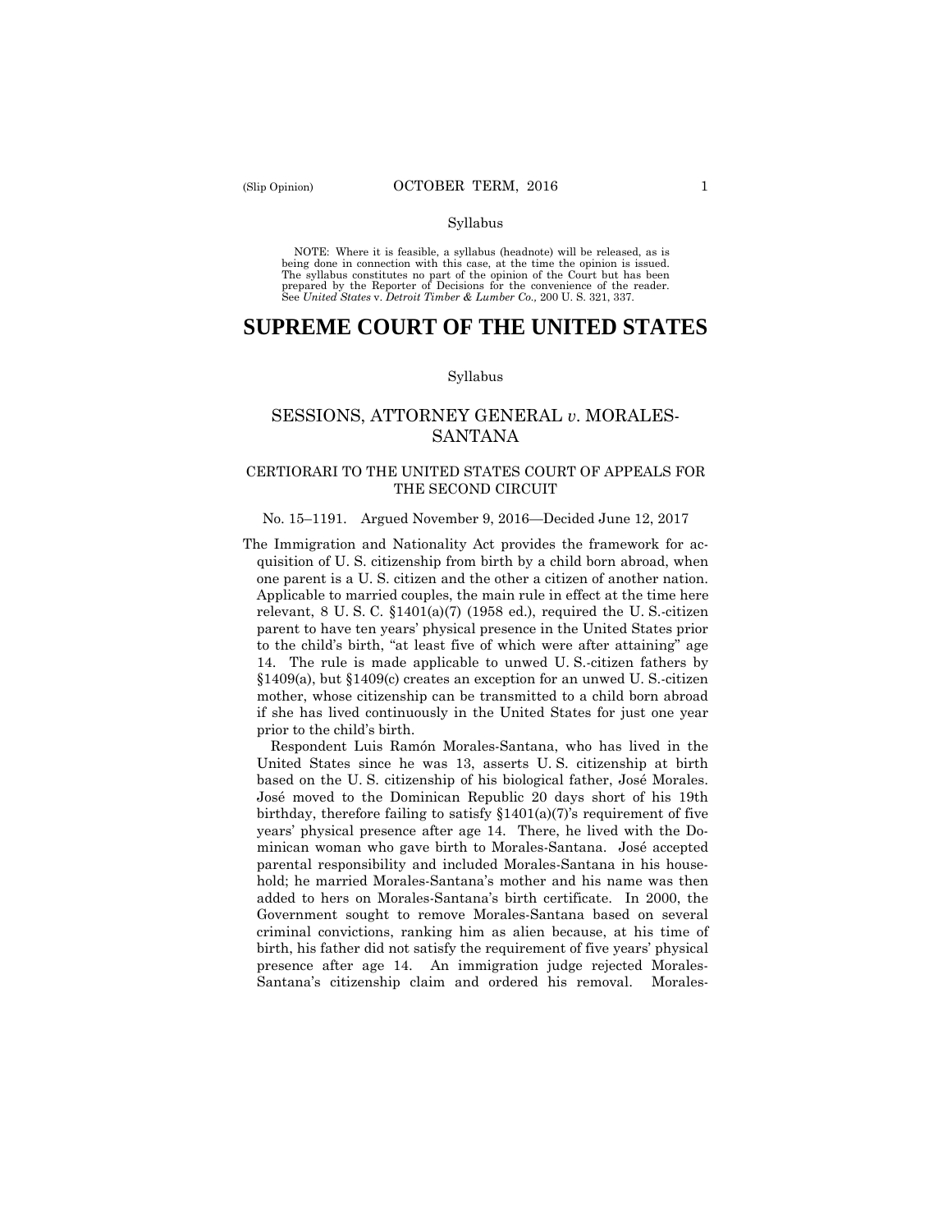Syllabus

NOTE: Where it is feasible, a syllabus (headnote) will be released, as is being done in connection with this case, at the time the opinion is issued. The syllabus constitutes no part of the opinion of the Court but has been prepared by the Reporter of Decisions for the convenience of the reader. See *United States* v. *Detroit Timber & Lumber Co.,* 200 U. S. 321, 337.

# SUPREME COURT OF THE UNITED STATES

Syllabus

## SESSIONS, ATTORNEY GENERAL *v*. MORALES-SANTANA

### CERTIORARI TO THE UNITED STATES COURT OF APPEALS FOR THE SECOND CIRCUIT

No. 15–1191. Argued November 9, 2016—Decided June 12, 2017

The Immigration and Nationality Act provides the framework for acquisition of U. S. citizenship from birth by a child born abroad, when one parent is a U. S. citizen and the other a citizen of another nation. Applicable to married couples, the main rule in effect at the time here relevant, 8 U. S. C. §1401(a)(7) (1958 ed.), required the U. S.-citizen parent to have ten years' physical presence in the United States prior to the child's birth, "at least five of which were after attaining" age 14. The rule is made applicable to unwed U. S.-citizen fathers by §1409(a), but §1409(c) creates an exception for an unwed U. S.-citizen mother, whose citizenship can be transmitted to a child born abroad if she has lived continuously in the United States for just one year prior to the child's birth.

Respondent Luis Ramón Morales-Santana, who has lived in the United States since he was 13, asserts U. S. citizenship at birth based on the U. S. citizenship of his biological father, José Morales. José moved to the Dominican Republic 20 days short of his 19th birthday, therefore failing to satisfy §1401(a)(7)'s requirement of five years' physical presence after age 14. There, he lived with the Dominican woman who gave birth to Morales-Santana. José accepted parental responsibility and included Morales-Santana in his household; he married Morales-Santana's mother and his name was then added to hers on Morales-Santana's birth certificate. In 2000, the Government sought to remove Morales-Santana based on several criminal convictions, ranking him as alien because, at his time of birth, his father did not satisfy the requirement of five years' physical presence after age 14. An immigration judge rejected Morales-Santana's citizenship claim and ordered his removal. Morales-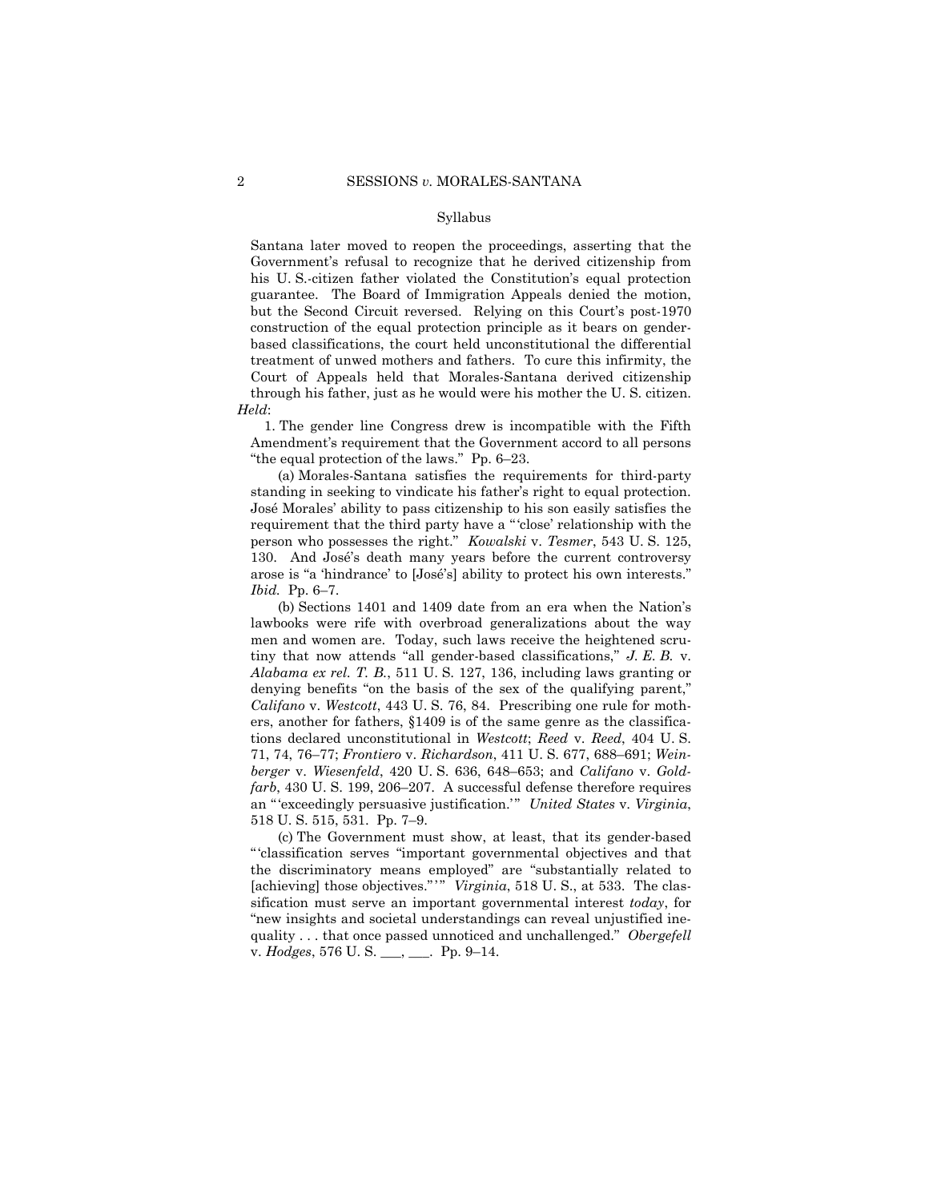Syllabus

Santana later moved to reopen the proceedings, asserting that the Government's refusal to recognize that he derived citizenship from his U. S.-citizen father violated the Constitution's equal protection guarantee. The Board of Immigration Appeals denied the motion, but the Second Circuit reversed. Relying on this Court's post-1970 construction of the equal protection principle as it bears on gender-based classifications, the court held unconstitutional the differential treatment of unwed mothers and fathers. To cure this infirmity, the Court of Appeals held that Morales-Santana derived citizenship through his father, just as he would were his mother the U. S. citizen.

*Held*:

1. The gender line Congress drew is incompatible with the Fifth Amendment's requirement that the Government accord to all persons "the equal protection of the laws." Pp. 6–23.

(a) Morales-Santana satisfies the requirements for third-party standing in seeking to vindicate his father's right to equal protection. José Morales' ability to pass citizenship to his son easily satisfies the requirement that the third party have a "'close' relationship with the person who possesses the right." *Kowalski* v. *Tesmer*, 543 U. S. 125, 130. And José's death many years before the current controversy arose is "a 'hindrance' to [José's] ability to protect his own interests." *Ibid.* Pp. 6–7.

(b) Sections 1401 and 1409 date from an era when the Nation's lawbooks were rife with overbroad generalizations about the way men and women are. Today, such laws receive the heightened scrutiny that now attends "all gender-based classifications," *J. E. B.* v. *Alabama ex rel. T. B.*, 511 U. S. 127, 136, including laws granting or denying benefits "on the basis of the sex of the qualifying parent," *Califano* v. *Westcott*, 443 U. S. 76, 84. Prescribing one rule for mothers, another for fathers, §1409 is of the same genre as the classifications declared unconstitutional in *Westcott*; *Reed* v. *Reed*, 404 U. S. 71, 74, 76–77; *Frontiero* v. *Richardson*, 411 U. S. 677, 688–691; *Weinberger* v. *Wiesenfeld*, 420 U. S. 636, 648–653; and *Califano* v. *Goldfarb*, 430 U. S. 199, 206–207. A successful defense therefore requires an "'exceedingly persuasive justification.'" *United States* v. *Virginia*, 518 U. S. 515, 531. Pp. 7–9.

(c) The Government must show, at least, that its gender-based "'classification serves "important governmental objectives and that the discriminatory means employed" are "substantially related to [achieving] those objectives."'" *Virginia*, 518 U. S., at 533. The classification must serve an important governmental interest *today*, for "new insights and societal understandings can reveal unjustified inequality . . . that once passed unnoticed and unchallenged." *Obergefell* v. *Hodges*, 576 U. S. ___, ___. Pp. 9–14.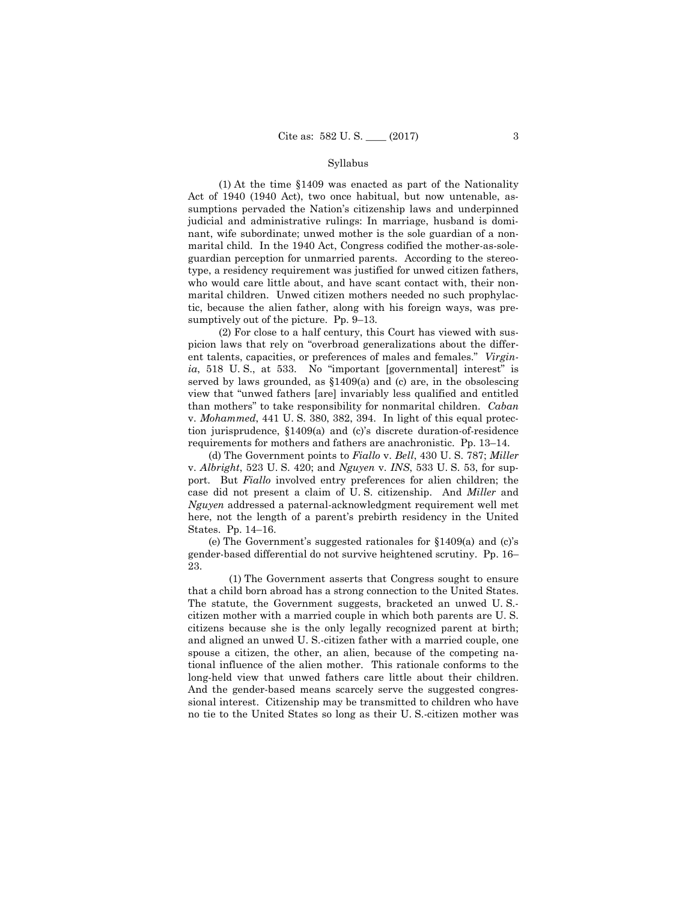Syllabus

(1) At the time §1409 was enacted as part of the Nationality Act of 1940 (1940 Act), two once habitual, but now untenable, assumptions pervaded the Nation's citizenship laws and underpinned judicial and administrative rulings: In marriage, husband is dominant, wife subordinate; unwed mother is the sole guardian of a nonmarital child. In the 1940 Act, Congress codified the mother-as-sole-guardian perception for unmarried parents. According to the stereotype, a residency requirement was justified for unwed citizen fathers, who would care little about, and have scant contact with, their nonmarital children. Unwed citizen mothers needed no such prophylactic, because the alien father, along with his foreign ways, was presumptively out of the picture. Pp. 9–13.

(2) For close to a half century, this Court has viewed with suspicion laws that rely on "overbroad generalizations about the different talents, capacities, or preferences of males and females." *Virginia*, 518 U. S., at 533. No "important [governmental] interest" is served by laws grounded, as §1409(a) and (c) are, in the obsolescing view that "unwed fathers [are] invariably less qualified and entitled than mothers" to take responsibility for nonmarital children. *Caban* v. *Mohammed*, 441 U. S. 380, 382, 394. In light of this equal protection jurisprudence, §1409(a) and (c)'s discrete duration-of-residence requirements for mothers and fathers are anachronistic. Pp. 13–14.

(d) The Government points to *Fiallo* v. *Bell*, 430 U. S. 787; *Miller* v. *Albright*, 523 U. S. 420; and *Nguyen* v. *INS*, 533 U. S. 53, for support. But *Fiallo* involved entry preferences for alien children; the case did not present a claim of U. S. citizenship. And *Miller* and *Nguyen* addressed a paternal-acknowledgment requirement well met here, not the length of a parent's prebirth residency in the United States. Pp. 14–16.

(e) The Government's suggested rationales for §1409(a) and (c)'s gender-based differential do not survive heightened scrutiny. Pp. 16–23.

(1) The Government asserts that Congress sought to ensure that a child born abroad has a strong connection to the United States. The statute, the Government suggests, bracketed an unwed U. S.-citizen mother with a married couple in which both parents are U. S. citizens because she is the only legally recognized parent at birth; and aligned an unwed U. S.-citizen father with a married couple, one spouse a citizen, the other, an alien, because of the competing national influence of the alien mother. This rationale conforms to the long-held view that unwed fathers care little about their children. And the gender-based means scarcely serve the suggested congressional interest. Citizenship may be transmitted to children who have no tie to the United States so long as their U. S.-citizen mother was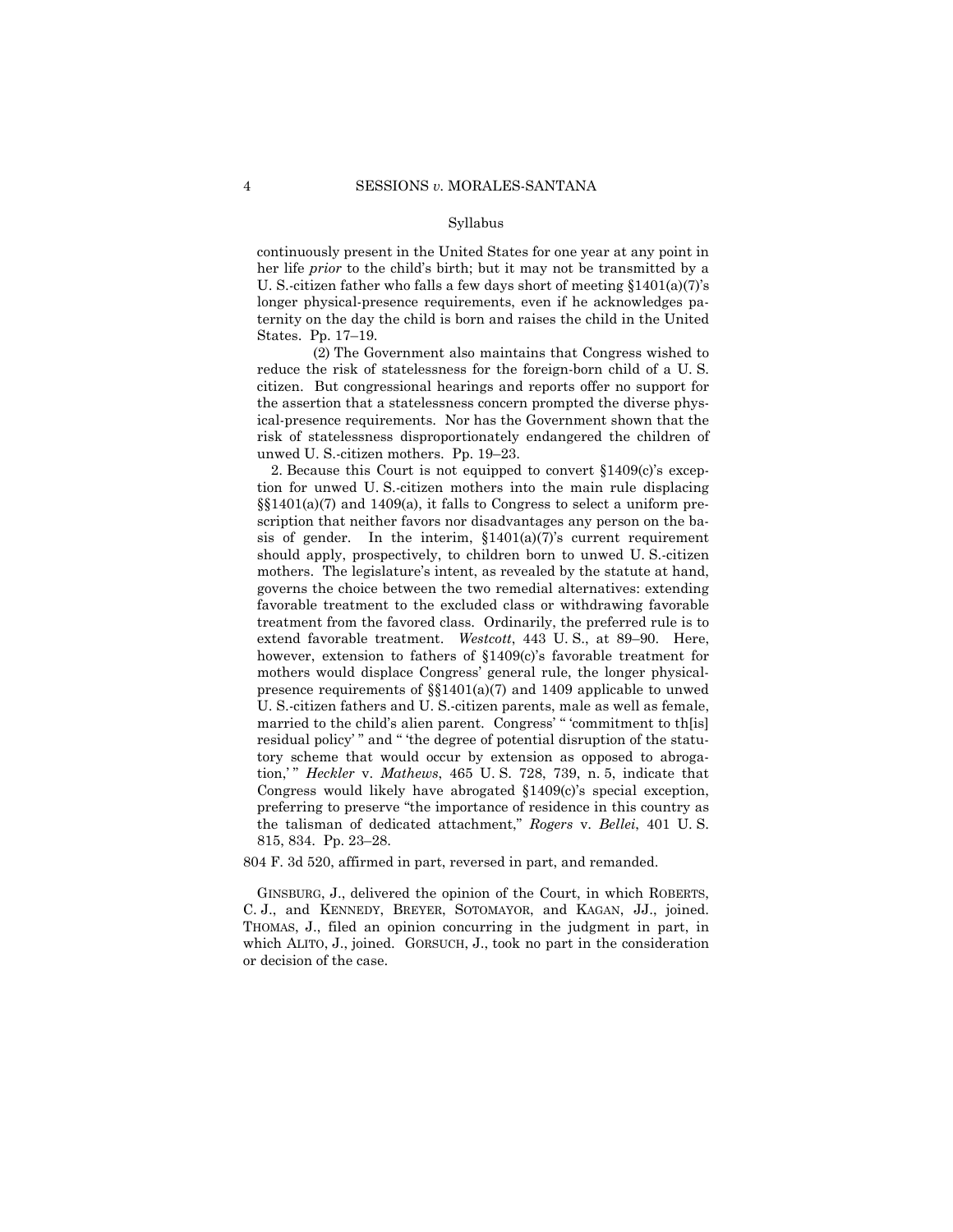continuously present in the United States for one year at any point in her life *prior* to the child's birth; but it may not be transmitted by a U. S.-citizen father who falls a few days short of meeting §1401(a)(7)'s longer physical-presence requirements, even if he acknowledges paternity on the day the child is born and raises the child in the United States. Pp. 17–19.

(2) The Government also maintains that Congress wished to reduce the risk of statelessness for the foreign-born child of a U. S. citizen. But congressional hearings and reports offer no support for the assertion that a statelessness concern prompted the diverse physical-presence requirements. Nor has the Government shown that the risk of statelessness disproportionately endangered the children of unwed U. S.-citizen mothers. Pp. 19–23.

2. Because this Court is not equipped to convert §1409(c)'s exception for unwed U. S.-citizen mothers into the main rule displacing §§1401(a)(7) and 1409(a), it falls to Congress to select a uniform prescription that neither favors nor disadvantages any person on the basis of gender. In the interim, §1401(a)(7)'s current requirement should apply, prospectively, to children born to unwed U. S.-citizen mothers. The legislature's intent, as revealed by the statute at hand, governs the choice between the two remedial alternatives: extending favorable treatment to the excluded class or withdrawing favorable treatment from the favored class. Ordinarily, the preferred rule is to extend favorable treatment. *Westcott*, 443 U. S., at 89–90. Here, however, extension to fathers of §1409(c)'s favorable treatment for mothers would displace Congress' general rule, the longer physical-presence requirements of §§1401(a)(7) and 1409 applicable to unwed U. S.-citizen fathers and U. S.-citizen parents, male as well as female, married to the child's alien parent. Congress' " 'commitment to th[is] residual policy' " and " 'the degree of potential disruption of the statutory scheme that would occur by extension as opposed to abrogation,' " *Heckler* v. *Mathews*, 465 U. S. 728, 739, n. 5, indicate that Congress would likely have abrogated §1409(c)'s special exception, preferring to preserve "the importance of residence in this country as the talisman of dedicated attachment," *Rogers* v. *Bellei*, 401 U. S. 815, 834. Pp. 23–28.

804 F. 3d 520, affirmed in part, reversed in part, and remanded.

GINSBURG, J., delivered the opinion of the Court, in which ROBERTS, C. J., and KENNEDY, BREYER, SOTOMAYOR, and KAGAN, JJ., joined. THOMAS, J., filed an opinion concurring in the judgment in part, in which ALITO, J., joined. GORSUCH, J., took no part in the consideration or decision of the case.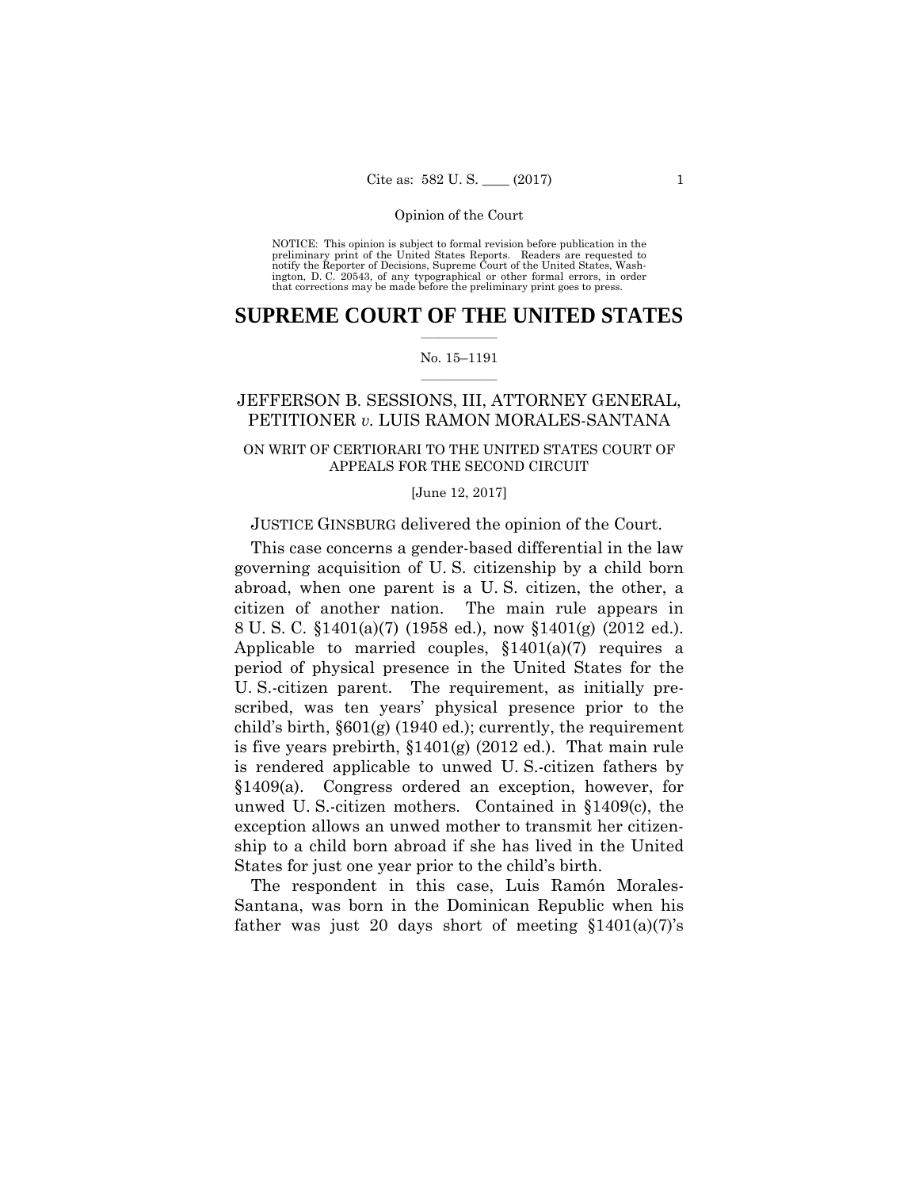Opinion of the Court

NOTICE: This opinion is subject to formal revision before publication in the preliminary print of the United States Reports. Readers are requested to notify the Reporter of Decisions, Supreme Court of the United States, Washington, D. C. 20543, of any typographical or other formal errors, in order that corrections may be made before the preliminary print goes to press.

# SUPREME COURT OF THE UNITED STATES

No. 15–1191

## JEFFERSON B. SESSIONS, III, ATTORNEY GENERAL, PETITIONER *v.* LUIS RAMON MORALES-SANTANA

ON WRIT OF CERTIORARI TO THE UNITED STATES COURT OF APPEALS FOR THE SECOND CIRCUIT

[June 12, 2017]

JUSTICE GINSBURG delivered the opinion of the Court.

This case concerns a gender-based differential in the law governing acquisition of U. S. citizenship by a child born abroad, when one parent is a U. S. citizen, the other, a citizen of another nation. The main rule appears in 8 U. S. C. §1401(a)(7) (1958 ed.), now §1401(g) (2012 ed.). Applicable to married couples, §1401(a)(7) requires a period of physical presence in the United States for the U. S.-citizen parent. The requirement, as initially prescribed, was ten years' physical presence prior to the child's birth, §601(g) (1940 ed.); currently, the requirement is five years prebirth, §1401(g) (2012 ed.). That main rule is rendered applicable to unwed U. S.-citizen fathers by §1409(a). Congress ordered an exception, however, for unwed U. S.-citizen mothers. Contained in §1409(c), the exception allows an unwed mother to transmit her citizenship to a child born abroad if she has lived in the United States for just one year prior to the child's birth.

The respondent in this case, Luis Ramón Morales-Santana, was born in the Dominican Republic when his father was just 20 days short of meeting §1401(a)(7)'s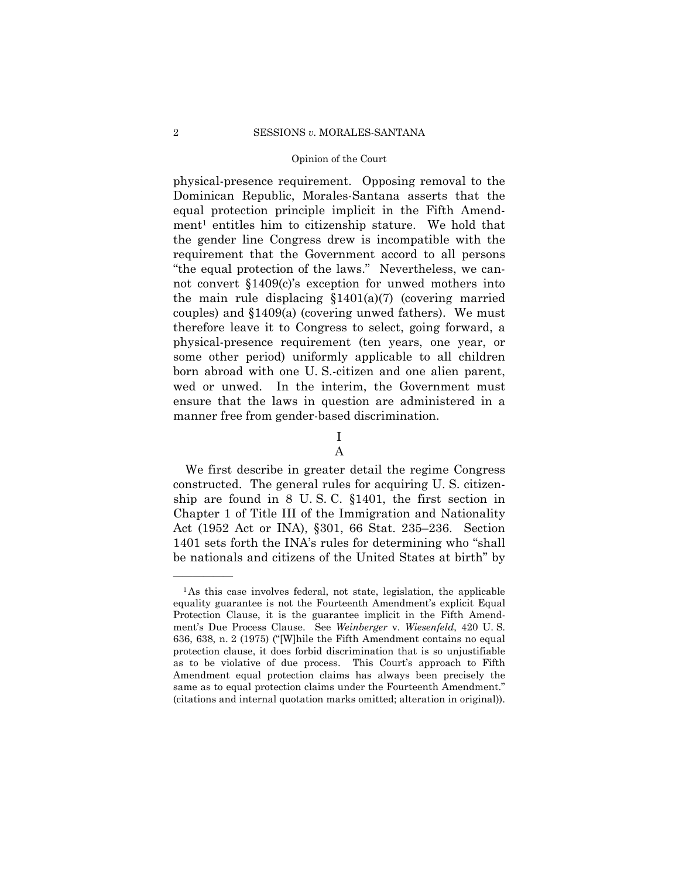physical-presence requirement. Opposing removal to the Dominican Republic, Morales-Santana asserts that the equal protection principle implicit in the Fifth Amendment[1] entitles him to citizenship stature. We hold that the gender line Congress drew is incompatible with the requirement that the Government accord to all persons "the equal protection of the laws." Nevertheless, we cannot convert §1409(c)'s exception for unwed mothers into the main rule displacing §1401(a)(7) (covering married couples) and §1409(a) (covering unwed fathers). We must therefore leave it to Congress to select, going forward, a physical-presence requirement (ten years, one year, or some other period) uniformly applicable to all children born abroad with one U. S.-citizen and one alien parent, wed or unwed. In the interim, the Government must ensure that the laws in question are administered in a manner free from gender-based discrimination.

## I

### A

We first describe in greater detail the regime Congress constructed. The general rules for acquiring U. S. citizenship are found in 8 U. S. C. §1401, the first section in Chapter 1 of Title III of the Immigration and Nationality Act (1952 Act or INA), §301, 66 Stat. 235–236. Section 1401 sets forth the INA's rules for determining who "shall be nationals and citizens of the United States at birth" by

---

[1] As this case involves federal, not state, legislation, the applicable equality guarantee is not the Fourteenth Amendment's explicit Equal Protection Clause, it is the guarantee implicit in the Fifth Amendment's Due Process Clause. See *Weinberger* v. *Wiesenfeld*, 420 U. S. 636, 638, n. 2 (1975) ("[W]hile the Fifth Amendment contains no equal protection clause, it does forbid discrimination that is so unjustifiable as to be violative of due process. This Court's approach to Fifth Amendment equal protection claims has always been precisely the same as to equal protection claims under the Fourteenth Amendment." (citations and internal quotation marks omitted; alteration in original)).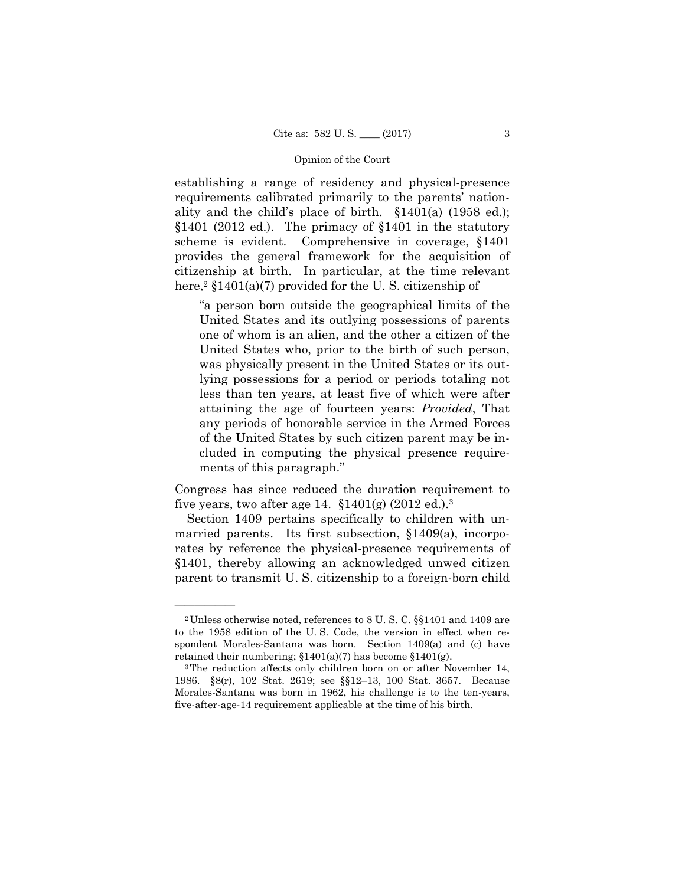establishing a range of residency and physical-presence requirements calibrated primarily to the parents' nationality and the child's place of birth. §1401(a) (1958 ed.); §1401 (2012 ed.). The primacy of §1401 in the statutory scheme is evident. Comprehensive in coverage, §1401 provides the general framework for the acquisition of citizenship at birth. In particular, at the time relevant here,[2] §1401(a)(7) provided for the U. S. citizenship of

> "a person born outside the geographical limits of the United States and its outlying possessions of parents one of whom is an alien, and the other a citizen of the United States who, prior to the birth of such person, was physically present in the United States or its outlying possessions for a period or periods totaling not less than ten years, at least five of which were after attaining the age of fourteen years: *Provided*, That any periods of honorable service in the Armed Forces of the United States by such citizen parent may be included in computing the physical presence requirements of this paragraph."

Congress has since reduced the duration requirement to five years, two after age 14. §1401(g) (2012 ed.).[3]

Section 1409 pertains specifically to children with unmarried parents. Its first subsection, §1409(a), incorporates by reference the physical-presence requirements of §1401, thereby allowing an acknowledged unwed citizen parent to transmit U. S. citizenship to a foreign-born child

---

[2] Unless otherwise noted, references to 8 U. S. C. §§1401 and 1409 are to the 1958 edition of the U. S. Code, the version in effect when respondent Morales-Santana was born. Section 1409(a) and (c) have retained their numbering; §1401(a)(7) has become §1401(g).

[3] The reduction affects only children born on or after November 14, 1986. §8(r), 102 Stat. 2619; see §§12–13, 100 Stat. 3657. Because Morales-Santana was born in 1962, his challenge is to the ten-years, five-after-age-14 requirement applicable at the time of his birth.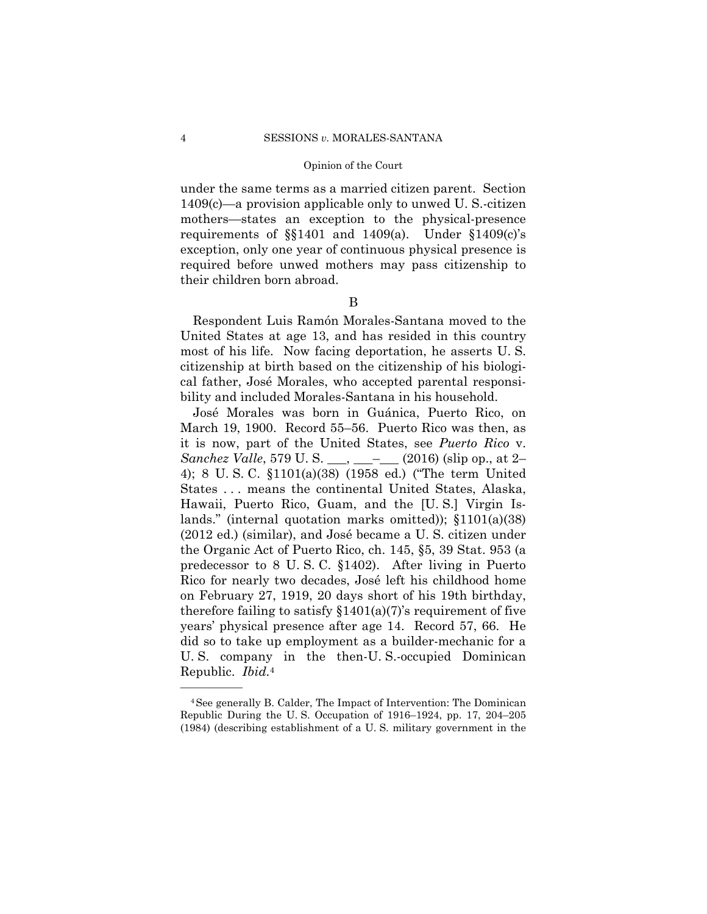under the same terms as a married citizen parent. Section 1409(c)—a provision applicable only to unwed U. S.-citizen mothers—states an exception to the physical-presence requirements of §§1401 and 1409(a). Under §1409(c)'s exception, only one year of continuous physical presence is required before unwed mothers may pass citizenship to their children born abroad.

B

Respondent Luis Ramón Morales-Santana moved to the United States at age 13, and has resided in this country most of his life. Now facing deportation, he asserts U. S. citizenship at birth based on the citizenship of his biological father, José Morales, who accepted parental responsibility and included Morales-Santana in his household.

José Morales was born in Guánica, Puerto Rico, on March 19, 1900. Record 55–56. Puerto Rico was then, as it is now, part of the United States, see *Puerto Rico* v. *Sanchez Valle*, 579 U. S. ___, ___–___ (2016) (slip op., at 2–4); 8 U. S. C. §1101(a)(38) (1958 ed.) ("The term United States . . . means the continental United States, Alaska, Hawaii, Puerto Rico, Guam, and the [U. S.] Virgin Islands." (internal quotation marks omitted)); §1101(a)(38) (2012 ed.) (similar), and José became a U. S. citizen under the Organic Act of Puerto Rico, ch. 145, §5, 39 Stat. 953 (a predecessor to 8 U. S. C. §1402). After living in Puerto Rico for nearly two decades, José left his childhood home on February 27, 1919, 20 days short of his 19th birthday, therefore failing to satisfy §1401(a)(7)'s requirement of five years' physical presence after age 14. Record 57, 66. He did so to take up employment as a builder-mechanic for a U. S. company in the then-U. S.-occupied Dominican Republic. *Ibid.*[4]

---

[4] See generally B. Calder, The Impact of Intervention: The Dominican Republic During the U. S. Occupation of 1916–1924, pp. 17, 204–205 (1984) (describing establishment of a U. S. military government in the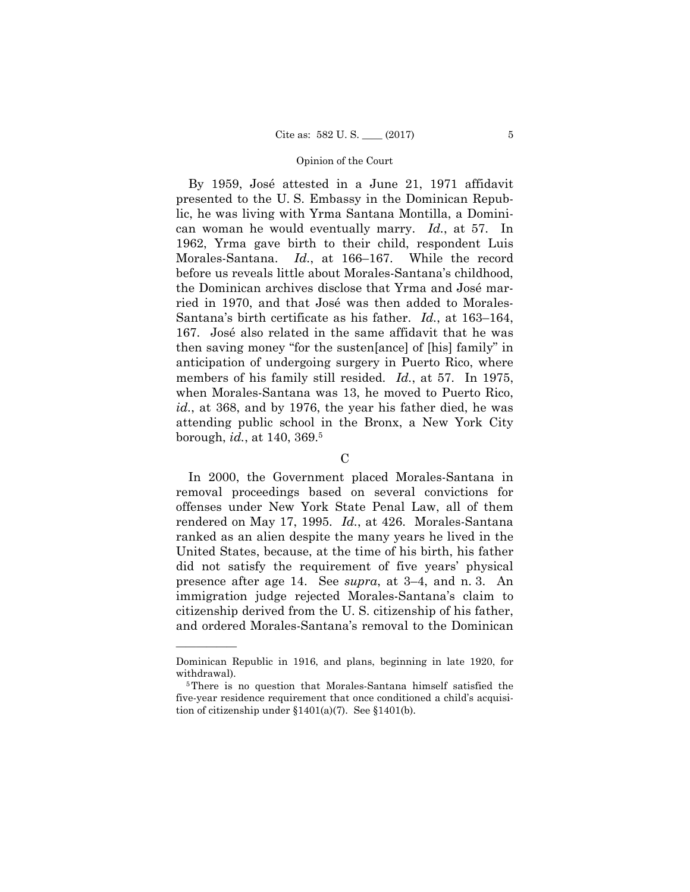By 1959, José attested in a June 21, 1971 affidavit presented to the U. S. Embassy in the Dominican Republic, he was living with Yrma Santana Montilla, a Dominican woman he would eventually marry. *Id.*, at 57. In 1962, Yrma gave birth to their child, respondent Luis Morales-Santana. *Id.*, at 166–167. While the record before us reveals little about Morales-Santana's childhood, the Dominican archives disclose that Yrma and José married in 1970, and that José was then added to Morales-Santana's birth certificate as his father. *Id.*, at 163–164, 167. José also related in the same affidavit that he was then saving money "for the susten[ance] of [his] family" in anticipation of undergoing surgery in Puerto Rico, where members of his family still resided. *Id.*, at 57. In 1975, when Morales-Santana was 13, he moved to Puerto Rico, *id.*, at 368, and by 1976, the year his father died, he was attending public school in the Bronx, a New York City borough, *id.*, at 140, 369.[5]

C

In 2000, the Government placed Morales-Santana in removal proceedings based on several convictions for offenses under New York State Penal Law, all of them rendered on May 17, 1995. *Id.*, at 426. Morales-Santana ranked as an alien despite the many years he lived in the United States, because, at the time of his birth, his father did not satisfy the requirement of five years' physical presence after age 14. See *supra*, at 3–4, and n. 3. An immigration judge rejected Morales-Santana's claim to citizenship derived from the U. S. citizenship of his father, and ordered Morales-Santana's removal to the Dominican

---

Dominican Republic in 1916, and plans, beginning in late 1920, for withdrawal).

[5] There is no question that Morales-Santana himself satisfied the five-year residence requirement that once conditioned a child's acquisition of citizenship under §1401(a)(7). See §1401(b).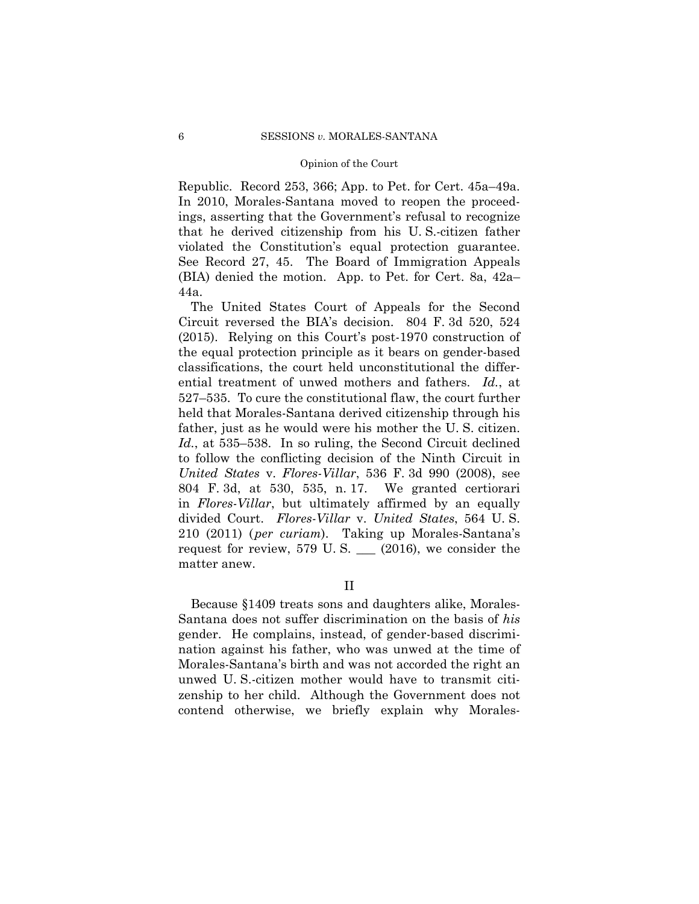Republic. Record 253, 366; App. to Pet. for Cert. 45a–49a. In 2010, Morales-Santana moved to reopen the proceedings, asserting that the Government's refusal to recognize that he derived citizenship from his U. S.-citizen father violated the Constitution's equal protection guarantee. See Record 27, 45. The Board of Immigration Appeals (BIA) denied the motion. App. to Pet. for Cert. 8a, 42a–44a.

The United States Court of Appeals for the Second Circuit reversed the BIA's decision. 804 F. 3d 520, 524 (2015). Relying on this Court's post-1970 construction of the equal protection principle as it bears on gender-based classifications, the court held unconstitutional the differential treatment of unwed mothers and fathers. *Id.*, at 527–535. To cure the constitutional flaw, the court further held that Morales-Santana derived citizenship through his father, just as he would were his mother the U. S. citizen. *Id.*, at 535–538. In so ruling, the Second Circuit declined to follow the conflicting decision of the Ninth Circuit in *United States* v. *Flores-Villar*, 536 F. 3d 990 (2008), see 804 F. 3d, at 530, 535, n. 17. We granted certiorari in *Flores-Villar*, but ultimately affirmed by an equally divided Court. *Flores-Villar* v. *United States*, 564 U. S. 210 (2011) (*per curiam*). Taking up Morales-Santana's request for review, 579 U. S. \_\_\_ (2016), we consider the matter anew.

## II

Because §1409 treats sons and daughters alike, Morales-Santana does not suffer discrimination on the basis of *his* gender. He complains, instead, of gender-based discrimination against his father, who was unwed at the time of Morales-Santana's birth and was not accorded the right an unwed U. S.-citizen mother would have to transmit citizenship to her child. Although the Government does not contend otherwise, we briefly explain why Morales-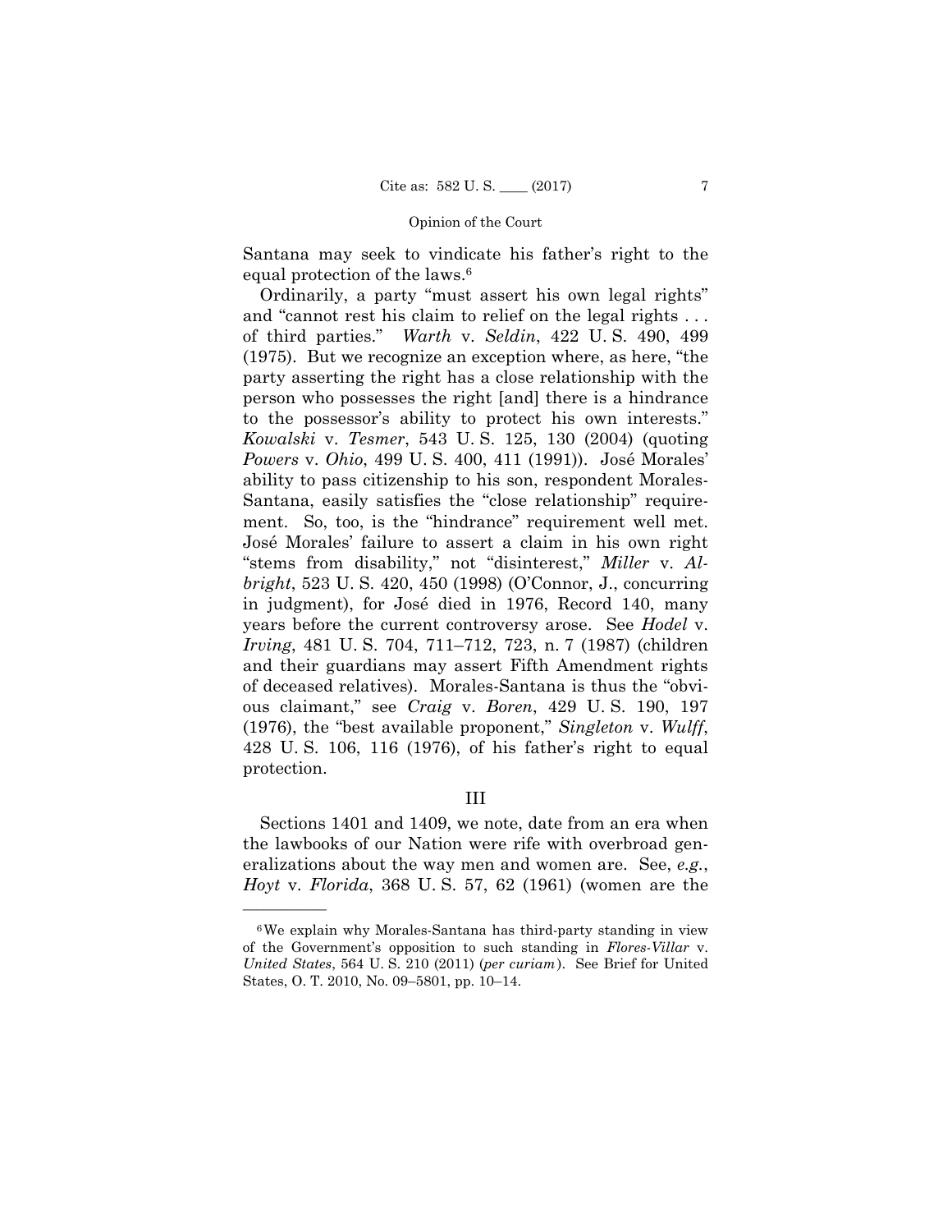Santana may seek to vindicate his father's right to the equal protection of the laws.[6]

Ordinarily, a party "must assert his own legal rights" and "cannot rest his claim to relief on the legal rights . . . of third parties." *Warth* v. *Seldin*, 422 U. S. 490, 499 (1975). But we recognize an exception where, as here, "the party asserting the right has a close relationship with the person who possesses the right [and] there is a hindrance to the possessor's ability to protect his own interests." *Kowalski* v. *Tesmer*, 543 U. S. 125, 130 (2004) (quoting *Powers* v. *Ohio*, 499 U. S. 400, 411 (1991)). José Morales' ability to pass citizenship to his son, respondent Morales-Santana, easily satisfies the "close relationship" requirement. So, too, is the "hindrance" requirement well met. José Morales' failure to assert a claim in his own right "stems from disability," not "disinterest," *Miller* v. *Albright*, 523 U. S. 420, 450 (1998) (O'Connor, J., concurring in judgment), for José died in 1976, Record 140, many years before the current controversy arose. See *Hodel* v. *Irving*, 481 U. S. 704, 711–712, 723, n. 7 (1987) (children and their guardians may assert Fifth Amendment rights of deceased relatives). Morales-Santana is thus the "obvious claimant," see *Craig* v. *Boren*, 429 U. S. 190, 197 (1976), the "best available proponent," *Singleton* v. *Wulff*, 428 U. S. 106, 116 (1976), of his father's right to equal protection.

## III

Sections 1401 and 1409, we note, date from an era when the lawbooks of our Nation were rife with overbroad generalizations about the way men and women are. See, *e.g.*, *Hoyt* v. *Florida*, 368 U. S. 57, 62 (1961) (women are the

---

[6] We explain why Morales-Santana has third-party standing in view of the Government's opposition to such standing in *Flores-Villar* v. *United States*, 564 U. S. 210 (2011) (*per curiam*). See Brief for United States, O. T. 2010, No. 09–5801, pp. 10–14.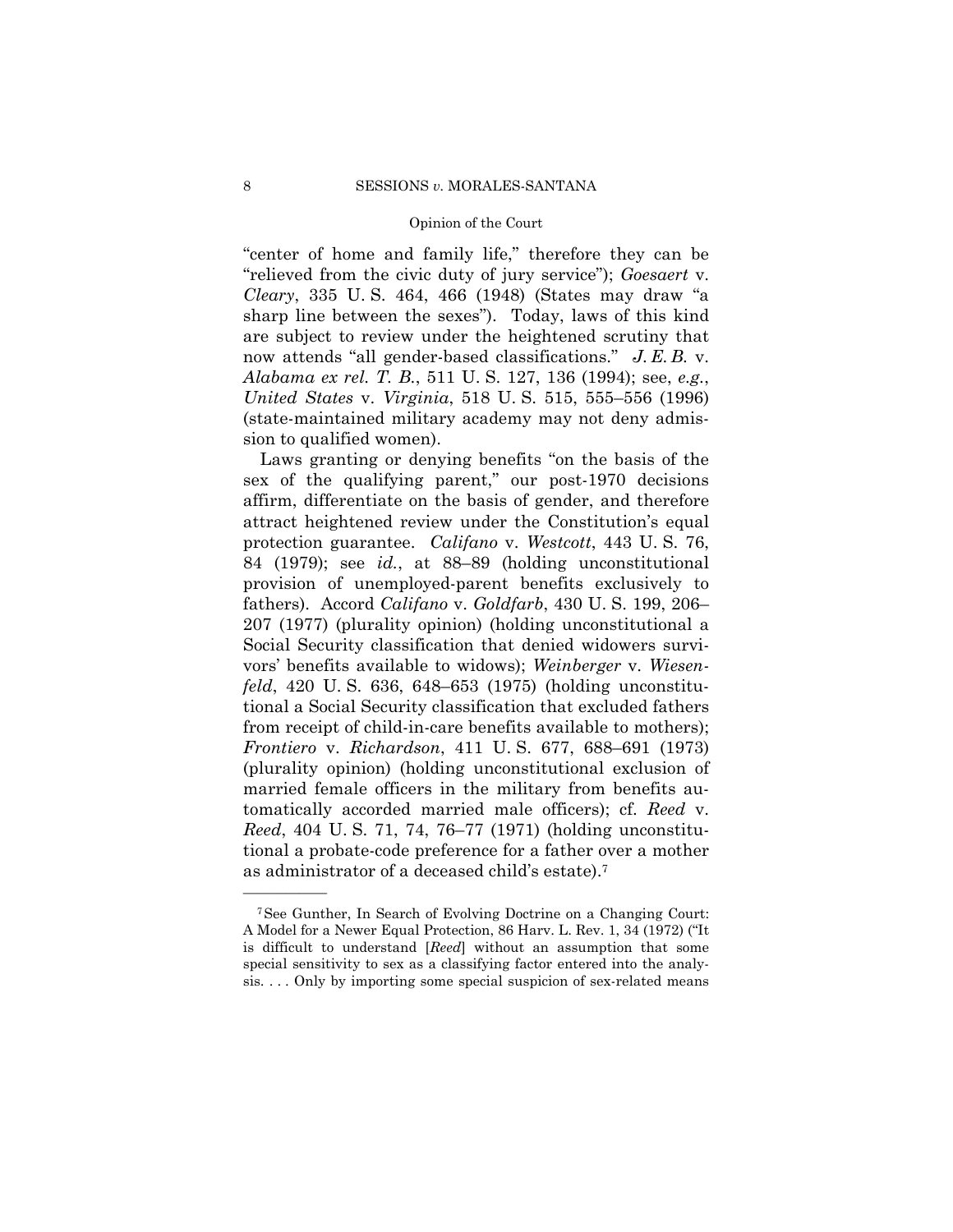"center of home and family life," therefore they can be "relieved from the civic duty of jury service"); *Goesaert* v. *Cleary*, 335 U. S. 464, 466 (1948) (States may draw "a sharp line between the sexes"). Today, laws of this kind are subject to review under the heightened scrutiny that now attends "all gender-based classifications." *J. E. B.* v. *Alabama ex rel. T. B.*, 511 U. S. 127, 136 (1994); see, *e.g.*, *United States* v. *Virginia*, 518 U. S. 515, 555–556 (1996) (state-maintained military academy may not deny admission to qualified women).

Laws granting or denying benefits "on the basis of the sex of the qualifying parent," our post-1970 decisions affirm, differentiate on the basis of gender, and therefore attract heightened review under the Constitution's equal protection guarantee. *Califano* v. *Westcott*, 443 U. S. 76, 84 (1979); see *id.*, at 88–89 (holding unconstitutional provision of unemployed-parent benefits exclusively to fathers). Accord *Califano* v. *Goldfarb*, 430 U. S. 199, 206–207 (1977) (plurality opinion) (holding unconstitutional a Social Security classification that denied widowers survivors' benefits available to widows); *Weinberger* v. *Wiesenfeld*, 420 U. S. 636, 648–653 (1975) (holding unconstitutional a Social Security classification that excluded fathers from receipt of child-in-care benefits available to mothers); *Frontiero* v. *Richardson*, 411 U. S. 677, 688–691 (1973) (plurality opinion) (holding unconstitutional exclusion of married female officers in the military from benefits automatically accorded married male officers); cf. *Reed* v. *Reed*, 404 U. S. 71, 74, 76–77 (1971) (holding unconstitutional a probate-code preference for a father over a mother as administrator of a deceased child's estate).[7]

---

[7] See Gunther, In Search of Evolving Doctrine on a Changing Court: A Model for a Newer Equal Protection, 86 Harv. L. Rev. 1, 34 (1972) ("It is difficult to understand [*Reed*] without an assumption that some special sensitivity to sex as a classifying factor entered into the analysis. . . . Only by importing some special suspicion of sex-related means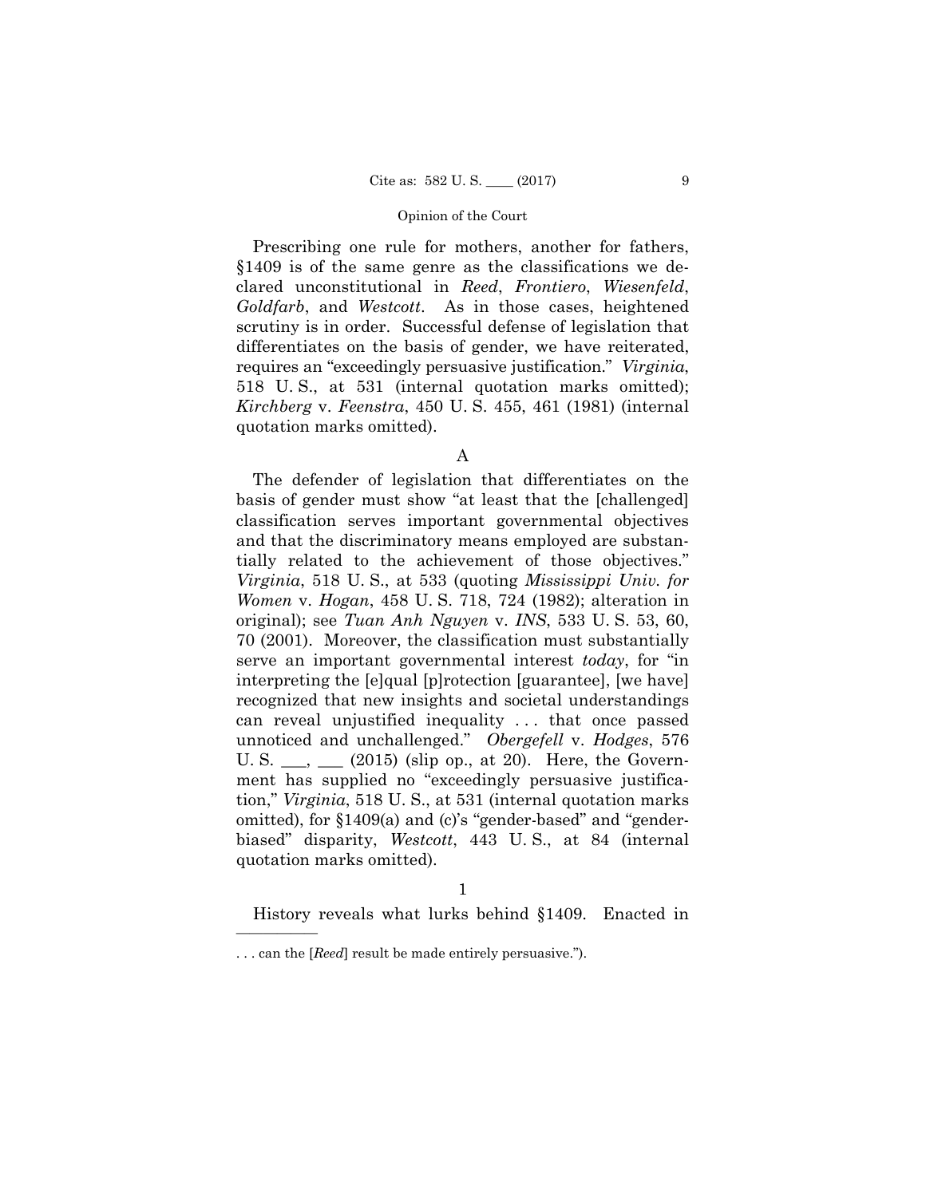Prescribing one rule for mothers, another for fathers, §1409 is of the same genre as the classifications we declared unconstitutional in *Reed*, *Frontiero*, *Wiesenfeld*, *Goldfarb*, and *Westcott*. As in those cases, heightened scrutiny is in order. Successful defense of legislation that differentiates on the basis of gender, we have reiterated, requires an "exceedingly persuasive justification." *Virginia*, 518 U. S., at 531 (internal quotation marks omitted); *Kirchberg* v. *Feenstra*, 450 U. S. 455, 461 (1981) (internal quotation marks omitted).

### A

The defender of legislation that differentiates on the basis of gender must show "at least that the [challenged] classification serves important governmental objectives and that the discriminatory means employed are substantially related to the achievement of those objectives." *Virginia*, 518 U. S., at 533 (quoting *Mississippi Univ. for Women* v. *Hogan*, 458 U. S. 718, 724 (1982); alteration in original); see *Tuan Anh Nguyen* v. *INS*, 533 U. S. 53, 60, 70 (2001). Moreover, the classification must substantially serve an important governmental interest *today*, for "in interpreting the [e]qual [p]rotection [guarantee], [we have] recognized that new insights and societal understandings can reveal unjustified inequality . . . that once passed unnoticed and unchallenged." *Obergefell* v. *Hodges*, 576 U. S. ___, ___ (2015) (slip op., at 20). Here, the Government has supplied no "exceedingly persuasive justification," *Virginia*, 518 U. S., at 531 (internal quotation marks omitted), for §1409(a) and (c)'s "gender-based" and "gender-biased" disparity, *Westcott*, 443 U. S., at 84 (internal quotation marks omitted).

#### 1

History reveals what lurks behind §1409. Enacted in

---

. . . can the [*Reed*] result be made entirely persuasive.").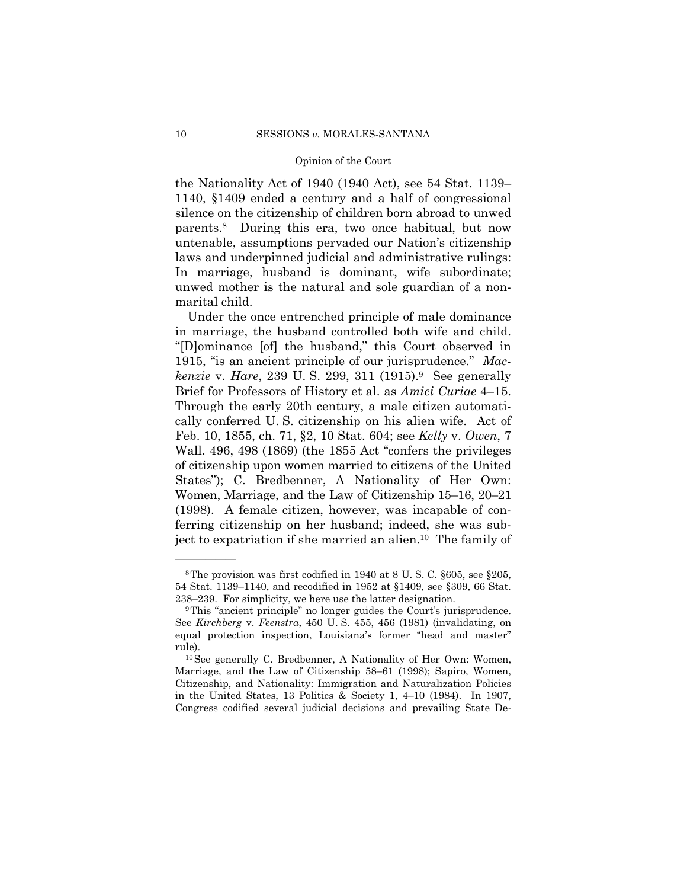the Nationality Act of 1940 (1940 Act), see 54 Stat. 1139–1140, §1409 ended a century and a half of congressional silence on the citizenship of children born abroad to unwed parents.[8] During this era, two once habitual, but now untenable, assumptions pervaded our Nation's citizenship laws and underpinned judicial and administrative rulings: In marriage, husband is dominant, wife subordinate; unwed mother is the natural and sole guardian of a non-marital child.

Under the once entrenched principle of male dominance in marriage, the husband controlled both wife and child. "[D]ominance [of] the husband," this Court observed in 1915, "is an ancient principle of our jurisprudence." *Mackenzie* v. *Hare*, 239 U. S. 299, 311 (1915).[9] See generally Brief for Professors of History et al. as *Amici Curiae* 4–15. Through the early 20th century, a male citizen automatically conferred U. S. citizenship on his alien wife. Act of Feb. 10, 1855, ch. 71, §2, 10 Stat. 604; see *Kelly* v. *Owen*, 7 Wall. 496, 498 (1869) (the 1855 Act "confers the privileges of citizenship upon women married to citizens of the United States"); C. Bredbenner, A Nationality of Her Own: Women, Marriage, and the Law of Citizenship 15–16, 20–21 (1998). A female citizen, however, was incapable of conferring citizenship on her husband; indeed, she was subject to expatriation if she married an alien.[10] The family of

---

[8] The provision was first codified in 1940 at 8 U. S. C. §605, see §205, 54 Stat. 1139–1140, and recodified in 1952 at §1409, see §309, 66 Stat. 238–239. For simplicity, we here use the latter designation.

[9] This "ancient principle" no longer guides the Court's jurisprudence. See *Kirchberg* v. *Feenstra*, 450 U. S. 455, 456 (1981) (invalidating, on equal protection inspection, Louisiana's former "head and master" rule).

[10] See generally C. Bredbenner, A Nationality of Her Own: Women, Marriage, and the Law of Citizenship 58–61 (1998); Sapiro, Women, Citizenship, and Nationality: Immigration and Naturalization Policies in the United States, 13 Politics & Society 1, 4–10 (1984). In 1907, Congress codified several judicial decisions and prevailing State De-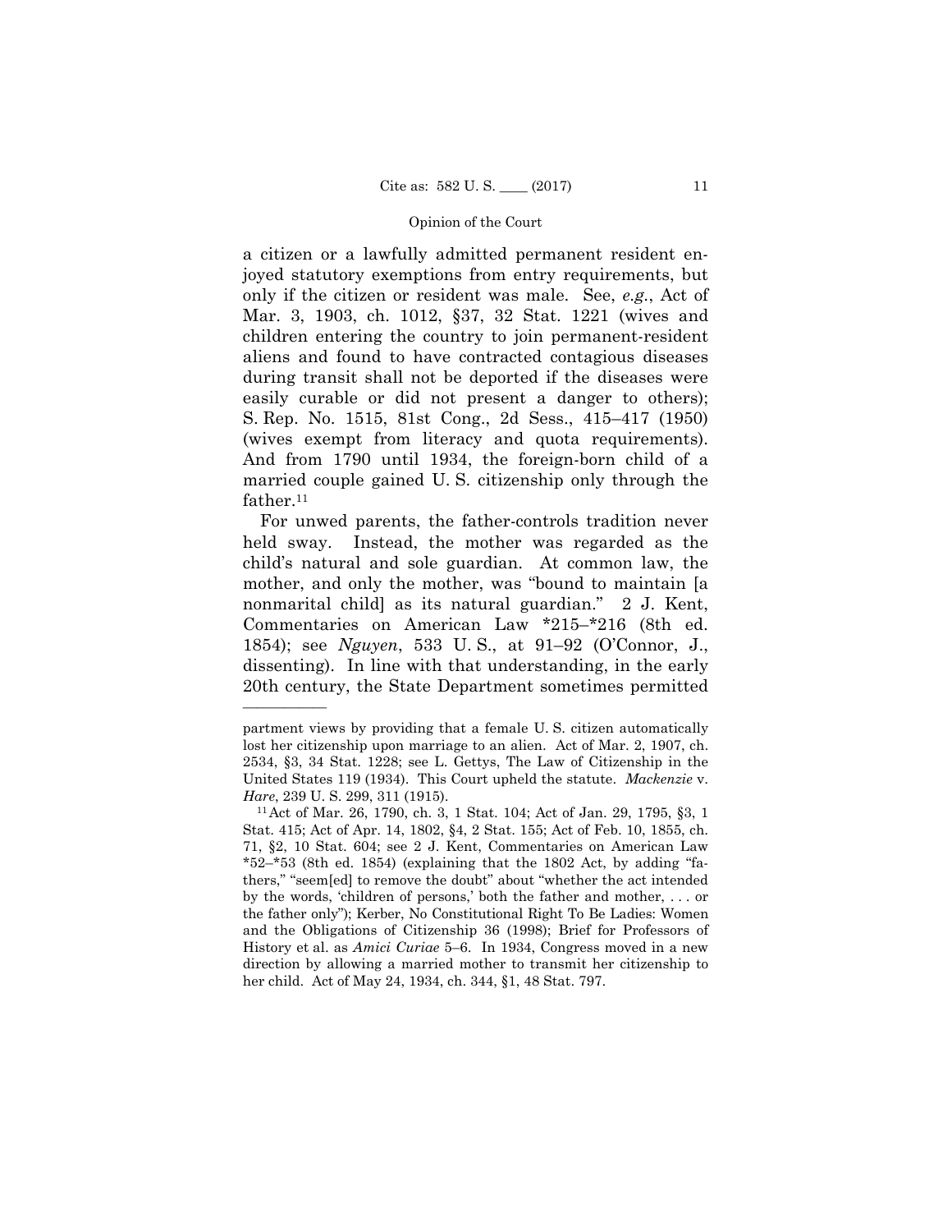a citizen or a lawfully admitted permanent resident enjoyed statutory exemptions from entry requirements, but only if the citizen or resident was male. See, *e.g.*, Act of Mar. 3, 1903, ch. 1012, §37, 32 Stat. 1221 (wives and children entering the country to join permanent-resident aliens and found to have contracted contagious diseases during transit shall not be deported if the diseases were easily curable or did not present a danger to others); S. Rep. No. 1515, 81st Cong., 2d Sess., 415–417 (1950) (wives exempt from literacy and quota requirements). And from 1790 until 1934, the foreign-born child of a married couple gained U. S. citizenship only through the father.[11]

For unwed parents, the father-controls tradition never held sway. Instead, the mother was regarded as the child's natural and sole guardian. At common law, the mother, and only the mother, was "bound to maintain [a nonmarital child] as its natural guardian." 2 J. Kent, Commentaries on American Law *215–*216 (8th ed. 1854); see *Nguyen*, 533 U. S., at 91–92 (O'Connor, J., dissenting). In line with that understanding, in the early 20th century, the State Department sometimes permitted

---

partment views by providing that a female U. S. citizen automatically lost her citizenship upon marriage to an alien. Act of Mar. 2, 1907, ch. 2534, §3, 34 Stat. 1228; see L. Gettys, The Law of Citizenship in the United States 119 (1934). This Court upheld the statute. *Mackenzie* v. *Hare*, 239 U. S. 299, 311 (1915).

[11] Act of Mar. 26, 1790, ch. 3, 1 Stat. 104; Act of Jan. 29, 1795, §3, 1 Stat. 415; Act of Apr. 14, 1802, §4, 2 Stat. 155; Act of Feb. 10, 1855, ch. 71, §2, 10 Stat. 604; see 2 J. Kent, Commentaries on American Law *52–*53 (8th ed. 1854) (explaining that the 1802 Act, by adding "fathers," "seem[ed] to remove the doubt" about "whether the act intended by the words, 'children of persons,' both the father and mother, . . . or the father only"); Kerber, No Constitutional Right To Be Ladies: Women and the Obligations of Citizenship 36 (1998); Brief for Professors of History et al. as *Amici Curiae* 5–6. In 1934, Congress moved in a new direction by allowing a married mother to transmit her citizenship to her child. Act of May 24, 1934, ch. 344, §1, 48 Stat. 797.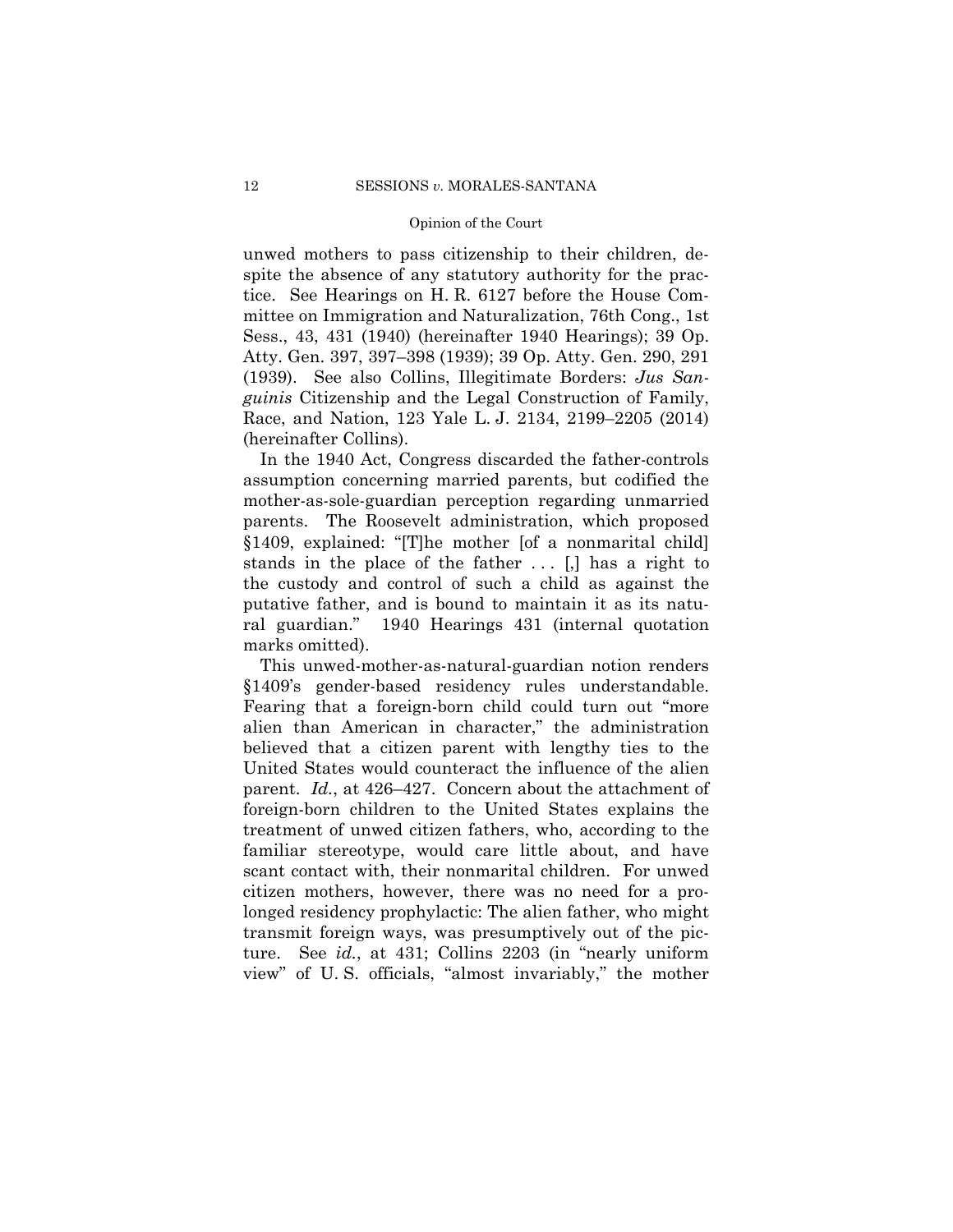unwed mothers to pass citizenship to their children, despite the absence of any statutory authority for the practice. See Hearings on H. R. 6127 before the House Committee on Immigration and Naturalization, 76th Cong., 1st Sess., 43, 431 (1940) (hereinafter 1940 Hearings); 39 Op. Atty. Gen. 397, 397–398 (1939); 39 Op. Atty. Gen. 290, 291 (1939). See also Collins, Illegitimate Borders: *Jus Sanguinis* Citizenship and the Legal Construction of Family, Race, and Nation, 123 Yale L. J. 2134, 2199–2205 (2014) (hereinafter Collins).

In the 1940 Act, Congress discarded the father-controls assumption concerning married parents, but codified the mother-as-sole-guardian perception regarding unmarried parents. The Roosevelt administration, which proposed §1409, explained: "[T]he mother [of a nonmarital child] stands in the place of the father . . . [,] has a right to the custody and control of such a child as against the putative father, and is bound to maintain it as its natural guardian." 1940 Hearings 431 (internal quotation marks omitted).

This unwed-mother-as-natural-guardian notion renders §1409's gender-based residency rules understandable. Fearing that a foreign-born child could turn out "more alien than American in character," the administration believed that a citizen parent with lengthy ties to the United States would counteract the influence of the alien parent. *Id.*, at 426–427. Concern about the attachment of foreign-born children to the United States explains the treatment of unwed citizen fathers, who, according to the familiar stereotype, would care little about, and have scant contact with, their nonmarital children. For unwed citizen mothers, however, there was no need for a prolonged residency prophylactic: The alien father, who might transmit foreign ways, was presumptively out of the picture. See *id.*, at 431; Collins 2203 (in "nearly uniform view" of U. S. officials, "almost invariably," the mother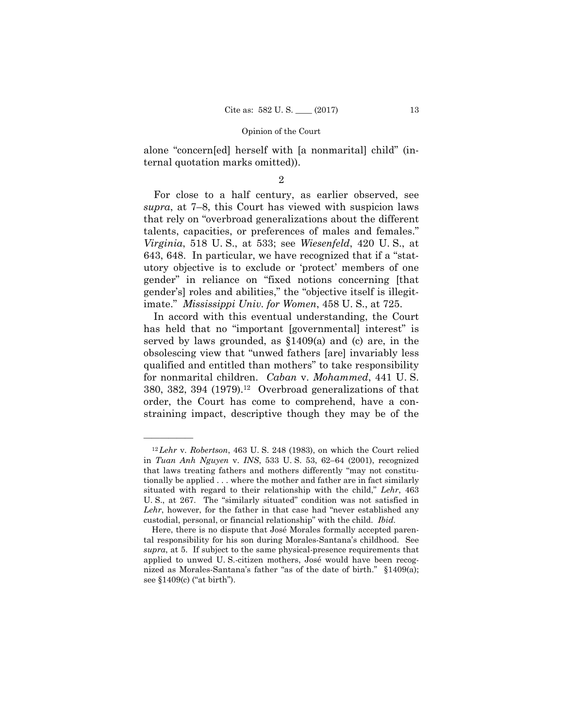alone "concern[ed] herself with [a nonmarital] child" (internal quotation marks omitted)).

2

For close to a half century, as earlier observed, see *supra*, at 7–8, this Court has viewed with suspicion laws that rely on "overbroad generalizations about the different talents, capacities, or preferences of males and females." *Virginia*, 518 U. S., at 533; see *Wiesenfeld*, 420 U. S., at 643, 648. In particular, we have recognized that if a "statutory objective is to exclude or 'protect' members of one gender" in reliance on "fixed notions concerning [that gender's] roles and abilities," the "objective itself is illegitimate." *Mississippi Univ. for Women*, 458 U. S., at 725.

In accord with this eventual understanding, the Court has held that no "important [governmental] interest" is served by laws grounded, as §1409(a) and (c) are, in the obsolescing view that "unwed fathers [are] invariably less qualified and entitled than mothers" to take responsibility for nonmarital children. *Caban* v. *Mohammed*, 441 U. S. 380, 382, 394 (1979).[12] Overbroad generalizations of that order, the Court has come to comprehend, have a constraining impact, descriptive though they may be of the

---

[12] *Lehr* v. *Robertson*, 463 U. S. 248 (1983), on which the Court relied in *Tuan Anh Nguyen* v. *INS*, 533 U. S. 53, 62–64 (2001), recognized that laws treating fathers and mothers differently "may not constitutionally be applied . . . where the mother and father are in fact similarly situated with regard to their relationship with the child," *Lehr*, 463 U. S., at 267. The "similarly situated" condition was not satisfied in *Lehr*, however, for the father in that case had "never established any custodial, personal, or financial relationship" with the child. *Ibid.*

Here, there is no dispute that José Morales formally accepted parental responsibility for his son during Morales-Santana's childhood. See *supra*, at 5. If subject to the same physical-presence requirements that applied to unwed U. S.-citizen mothers, José would have been recognized as Morales-Santana's father "as of the date of birth." §1409(a); see §1409(c) ("at birth").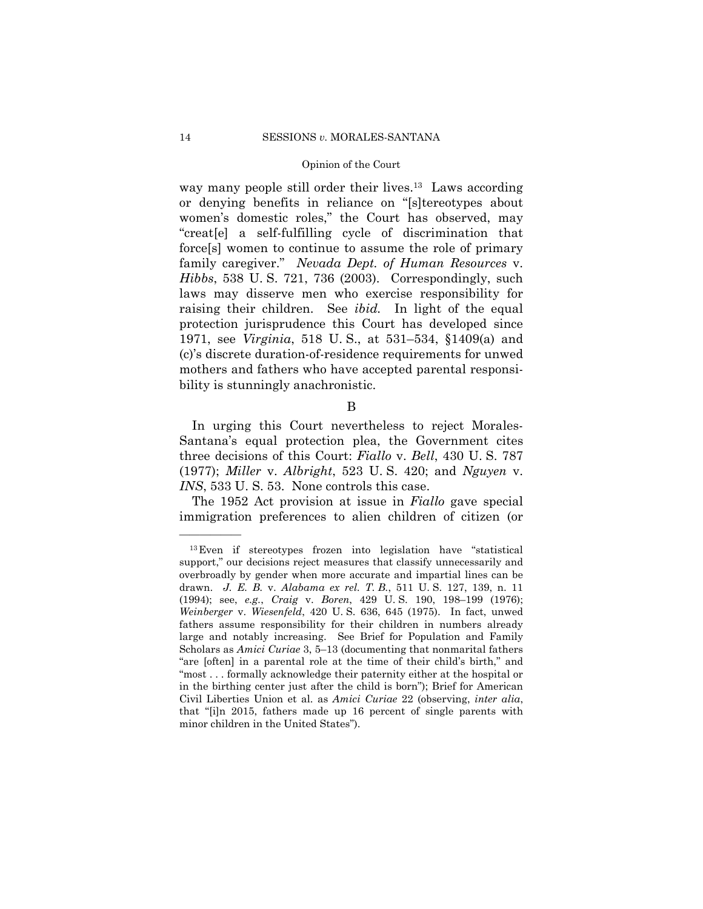way many people still order their lives.[13] Laws according or denying benefits in reliance on "[s]tereotypes about women's domestic roles," the Court has observed, may "creat[e] a self-fulfilling cycle of discrimination that force[s] women to continue to assume the role of primary family caregiver." *Nevada Dept. of Human Resources* v. *Hibbs*, 538 U. S. 721, 736 (2003). Correspondingly, such laws may disserve men who exercise responsibility for raising their children. See *ibid.* In light of the equal protection jurisprudence this Court has developed since 1971, see *Virginia*, 518 U. S., at 531–534, §1409(a) and (c)'s discrete duration-of-residence requirements for unwed mothers and fathers who have accepted parental responsibility is stunningly anachronistic.

B

In urging this Court nevertheless to reject Morales-Santana's equal protection plea, the Government cites three decisions of this Court: *Fiallo* v. *Bell*, 430 U. S. 787 (1977); *Miller* v. *Albright*, 523 U. S. 420; and *Nguyen* v. *INS*, 533 U. S. 53. None controls this case.

The 1952 Act provision at issue in *Fiallo* gave special immigration preferences to alien children of citizen (or

---

[13] Even if stereotypes frozen into legislation have "statistical support," our decisions reject measures that classify unnecessarily and overbroadly by gender when more accurate and impartial lines can be drawn. *J. E. B.* v. *Alabama ex rel. T. B.*, 511 U. S. 127, 139, n. 11 (1994); see, *e.g.*, *Craig* v. *Boren*, 429 U. S. 190, 198–199 (1976); *Weinberger* v. *Wiesenfeld*, 420 U. S. 636, 645 (1975). In fact, unwed fathers assume responsibility for their children in numbers already large and notably increasing. See Brief for Population and Family Scholars as *Amici Curiae* 3, 5–13 (documenting that nonmarital fathers "are [often] in a parental role at the time of their child's birth," and "most . . . formally acknowledge their paternity either at the hospital or in the birthing center just after the child is born"); Brief for American Civil Liberties Union et al. as *Amici Curiae* 22 (observing, *inter alia*, that "[i]n 2015, fathers made up 16 percent of single parents with minor children in the United States").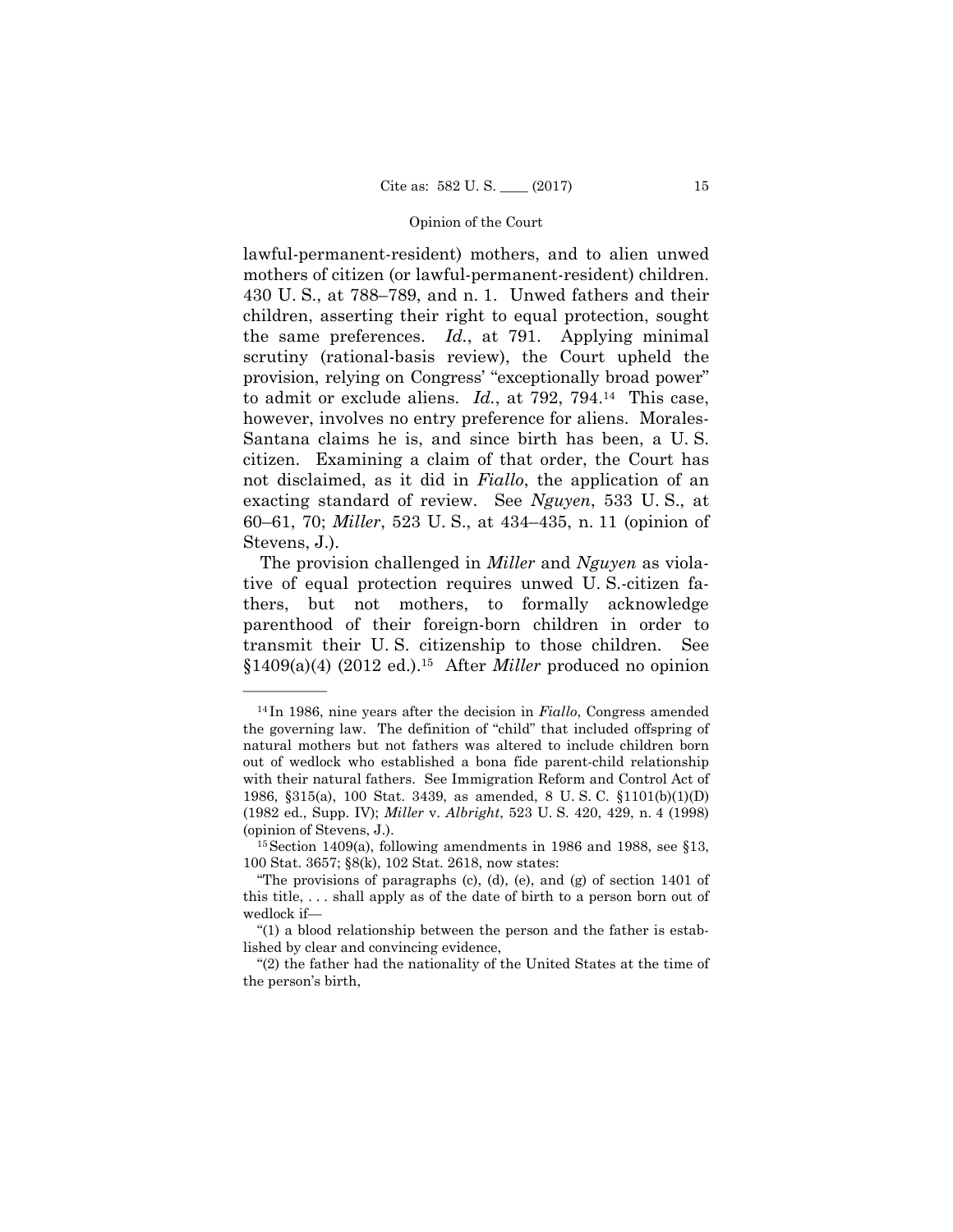lawful-permanent-resident) mothers, and to alien unwed mothers of citizen (or lawful-permanent-resident) children. 430 U. S., at 788–789, and n. 1. Unwed fathers and their children, asserting their right to equal protection, sought the same preferences. *Id.*, at 791. Applying minimal scrutiny (rational-basis review), the Court upheld the provision, relying on Congress' "exceptionally broad power" to admit or exclude aliens. *Id.*, at 792, 794.[14] This case, however, involves no entry preference for aliens. Morales-Santana claims he is, and since birth has been, a U. S. citizen. Examining a claim of that order, the Court has not disclaimed, as it did in *Fiallo*, the application of an exacting standard of review. See *Nguyen*, 533 U. S., at 60–61, 70; *Miller*, 523 U. S., at 434–435, n. 11 (opinion of Stevens, J.).

The provision challenged in *Miller* and *Nguyen* as violative of equal protection requires unwed U. S.-citizen fathers, but not mothers, to formally acknowledge parenthood of their foreign-born children in order to transmit their U. S. citizenship to those children. See §1409(a)(4) (2012 ed.).[15] After *Miller* produced no opinion

---

[14] In 1986, nine years after the decision in *Fiallo*, Congress amended the governing law. The definition of "child" that included offspring of natural mothers but not fathers was altered to include children born out of wedlock who established a bona fide parent-child relationship with their natural fathers. See Immigration Reform and Control Act of 1986, §315(a), 100 Stat. 3439, as amended, 8 U. S. C. §1101(b)(1)(D) (1982 ed., Supp. IV); *Miller* v. *Albright*, 523 U. S. 420, 429, n. 4 (1998) (opinion of Stevens, J.).

[15] Section 1409(a), following amendments in 1986 and 1988, see §13, 100 Stat. 3657; §8(k), 102 Stat. 2618, now states:

"The provisions of paragraphs (c), (d), (e), and (g) of section 1401 of this title, . . . shall apply as of the date of birth to a person born out of wedlock if—

"(1) a blood relationship between the person and the father is established by clear and convincing evidence,

"(2) the father had the nationality of the United States at the time of the person's birth,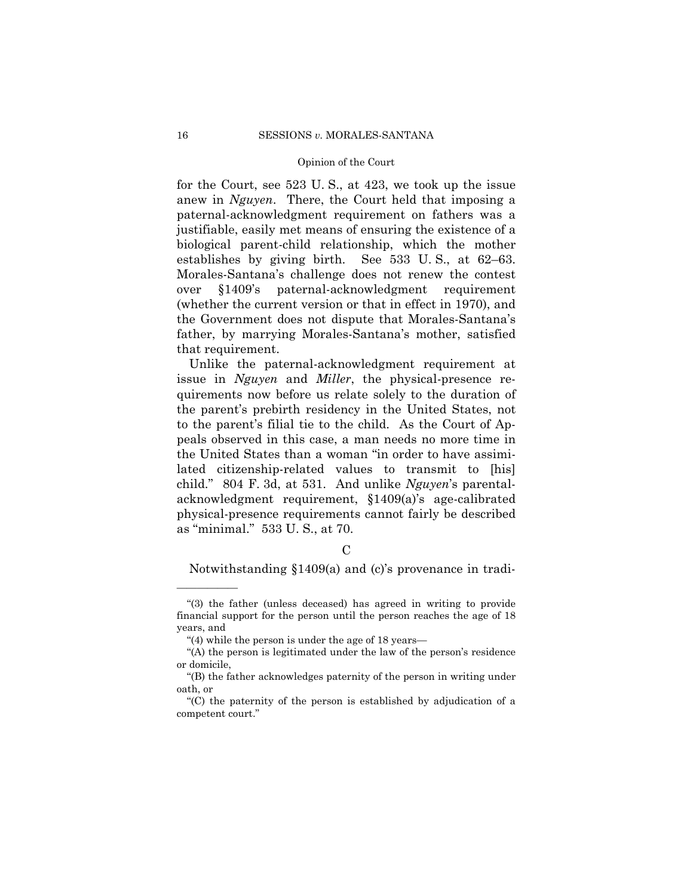for the Court, see 523 U. S., at 423, we took up the issue anew in *Nguyen*. There, the Court held that imposing a paternal-acknowledgment requirement on fathers was a justifiable, easily met means of ensuring the existence of a biological parent-child relationship, which the mother establishes by giving birth. See 533 U. S., at 62–63. Morales-Santana's challenge does not renew the contest over §1409's paternal-acknowledgment requirement (whether the current version or that in effect in 1970), and the Government does not dispute that Morales-Santana's father, by marrying Morales-Santana's mother, satisfied that requirement.

Unlike the paternal-acknowledgment requirement at issue in *Nguyen* and *Miller*, the physical-presence requirements now before us relate solely to the duration of the parent's prebirth residency in the United States, not to the parent's filial tie to the child. As the Court of Appeals observed in this case, a man needs no more time in the United States than a woman "in order to have assimilated citizenship-related values to transmit to [his] child." 804 F. 3d, at 531. And unlike *Nguyen*'s parental-acknowledgment requirement, §1409(a)'s age-calibrated physical-presence requirements cannot fairly be described as "minimal." 533 U. S., at 70.

C

Notwithstanding §1409(a) and (c)'s provenance in tradi-

---

"(3) the father (unless deceased) has agreed in writing to provide financial support for the person until the person reaches the age of 18 years, and

"(4) while the person is under the age of 18 years—

"(A) the person is legitimated under the law of the person's residence or domicile,

"(B) the father acknowledges paternity of the person in writing under oath, or

"(C) the paternity of the person is established by adjudication of a competent court."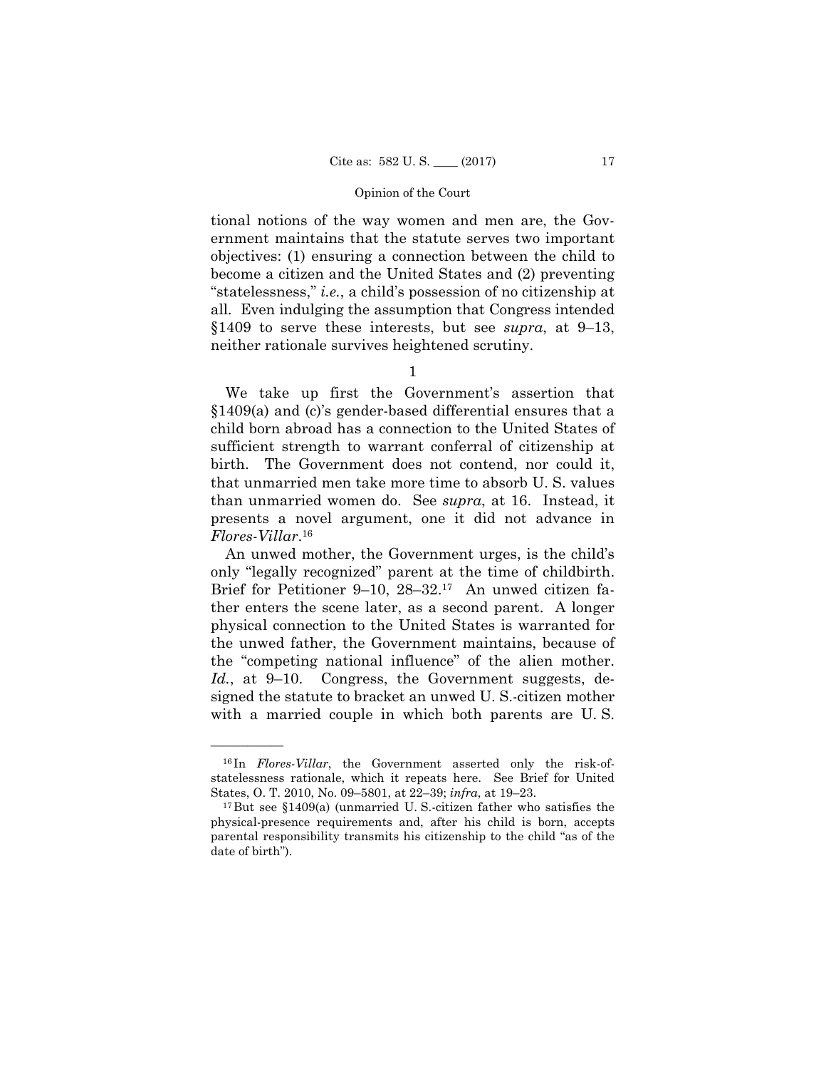tional notions of the way women and men are, the Government maintains that the statute serves two important objectives: (1) ensuring a connection between the child to become a citizen and the United States and (2) preventing "statelessness," *i.e.*, a child's possession of no citizenship at all. Even indulging the assumption that Congress intended §1409 to serve these interests, but see *supra*, at 9–13, neither rationale survives heightened scrutiny.

1

We take up first the Government's assertion that §1409(a) and (c)'s gender-based differential ensures that a child born abroad has a connection to the United States of sufficient strength to warrant conferral of citizenship at birth. The Government does not contend, nor could it, that unmarried men take more time to absorb U. S. values than unmarried women do. See *supra*, at 16. Instead, it presents a novel argument, one it did not advance in *Flores-Villar*.[16]

An unwed mother, the Government urges, is the child's only "legally recognized" parent at the time of childbirth. Brief for Petitioner 9–10, 28–32.[17] An unwed citizen father enters the scene later, as a second parent. A longer physical connection to the United States is warranted for the unwed father, the Government maintains, because of the "competing national influence" of the alien mother. *Id.*, at 9–10. Congress, the Government suggests, designed the statute to bracket an unwed U. S.-citizen mother with a married couple in which both parents are U. S.

---

[16] In *Flores-Villar*, the Government asserted only the risk-of-statelessness rationale, which it repeats here. See Brief for United States, O. T. 2010, No. 09–5801, at 22–39; *infra*, at 19–23.

[17] But see §1409(a) (unmarried U. S.-citizen father who satisfies the physical-presence requirements and, after his child is born, accepts parental responsibility transmits his citizenship to the child "as of the date of birth").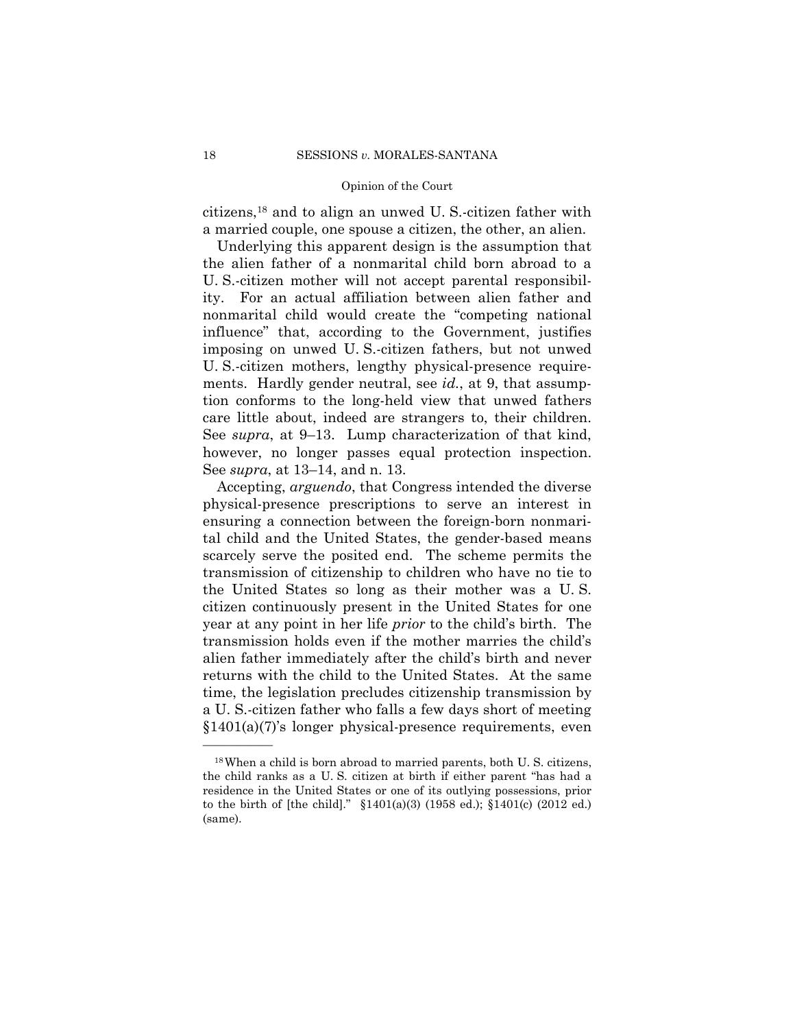citizens,[18] and to align an unwed U. S.-citizen father with a married couple, one spouse a citizen, the other, an alien.

Underlying this apparent design is the assumption that the alien father of a nonmarital child born abroad to a U. S.-citizen mother will not accept parental responsibility. For an actual affiliation between alien father and nonmarital child would create the "competing national influence" that, according to the Government, justifies imposing on unwed U. S.-citizen fathers, but not unwed U. S.-citizen mothers, lengthy physical-presence requirements. Hardly gender neutral, see *id.*, at 9, that assumption conforms to the long-held view that unwed fathers care little about, indeed are strangers to, their children. See *supra*, at 9–13. Lump characterization of that kind, however, no longer passes equal protection inspection. See *supra*, at 13–14, and n. 13.

Accepting, *arguendo*, that Congress intended the diverse physical-presence prescriptions to serve an interest in ensuring a connection between the foreign-born nonmarital child and the United States, the gender-based means scarcely serve the posited end. The scheme permits the transmission of citizenship to children who have no tie to the United States so long as their mother was a U. S. citizen continuously present in the United States for one year at any point in her life *prior* to the child's birth. The transmission holds even if the mother marries the child's alien father immediately after the child's birth and never returns with the child to the United States. At the same time, the legislation precludes citizenship transmission by a U. S.-citizen father who falls a few days short of meeting §1401(a)(7)'s longer physical-presence requirements, even

---

[18] When a child is born abroad to married parents, both U. S. citizens, the child ranks as a U. S. citizen at birth if either parent "has had a residence in the United States or one of its outlying possessions, prior to the birth of [the child]." §1401(a)(3) (1958 ed.); §1401(c) (2012 ed.) (same).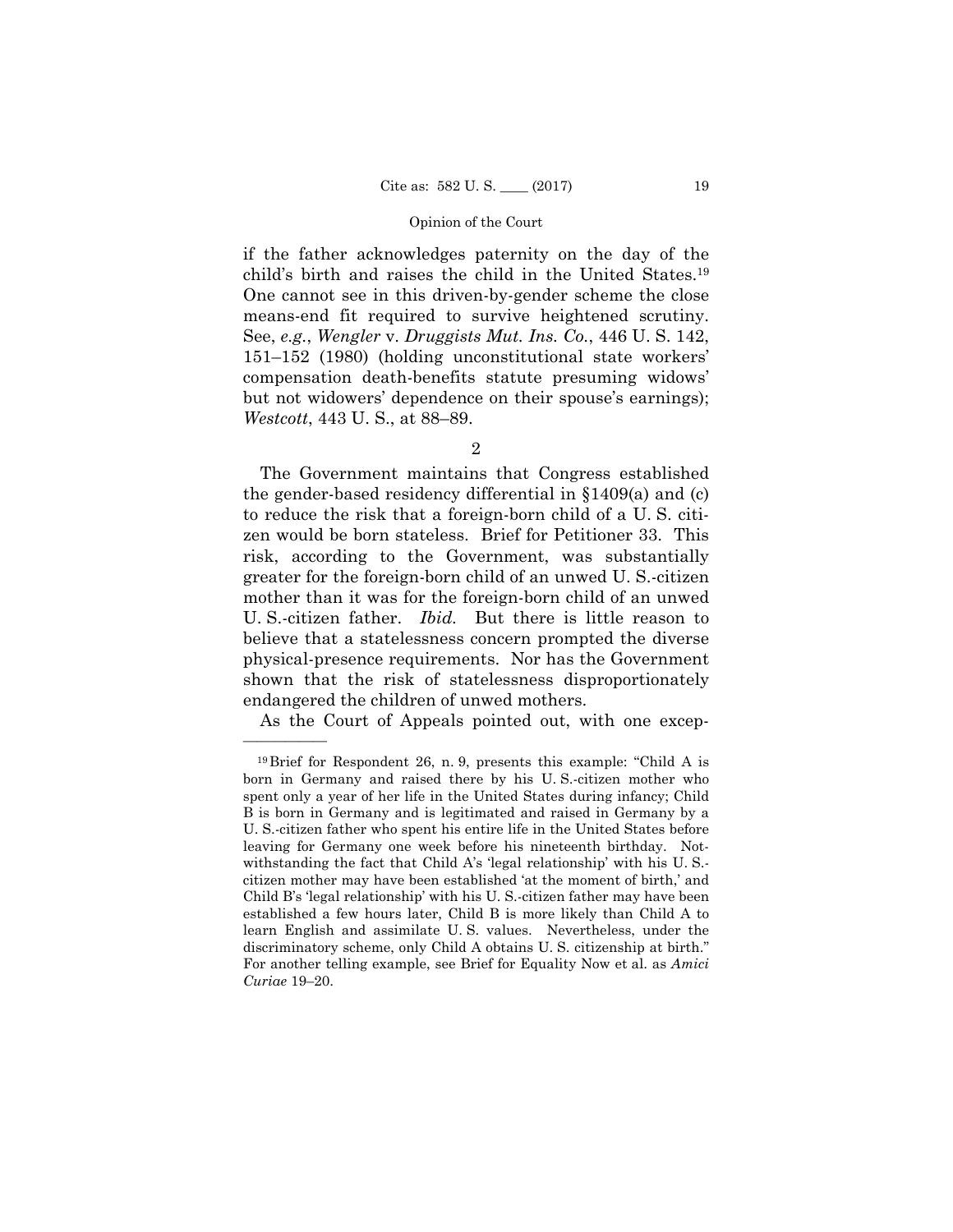if the father acknowledges paternity on the day of the child's birth and raises the child in the United States.[19] One cannot see in this driven-by-gender scheme the close means-end fit required to survive heightened scrutiny. See, *e.g.*, *Wengler* v. *Druggists Mut. Ins. Co.*, 446 U. S. 142, 151–152 (1980) (holding unconstitutional state workers' compensation death-benefits statute presuming widows' but not widowers' dependence on their spouse's earnings); *Westcott*, 443 U. S., at 88–89.

2

The Government maintains that Congress established the gender-based residency differential in §1409(a) and (c) to reduce the risk that a foreign-born child of a U. S. citizen would be born stateless. Brief for Petitioner 33. This risk, according to the Government, was substantially greater for the foreign-born child of an unwed U. S.-citizen mother than it was for the foreign-born child of an unwed U. S.-citizen father. *Ibid.* But there is little reason to believe that a statelessness concern prompted the diverse physical-presence requirements. Nor has the Government shown that the risk of statelessness disproportionately endangered the children of unwed mothers.

As the Court of Appeals pointed out, with one excep-

---

[19] Brief for Respondent 26, n. 9, presents this example: "Child A is born in Germany and raised there by his U. S.-citizen mother who spent only a year of her life in the United States during infancy; Child B is born in Germany and is legitimated and raised in Germany by a U. S.-citizen father who spent his entire life in the United States before leaving for Germany one week before his nineteenth birthday. Notwithstanding the fact that Child A's 'legal relationship' with his U. S.-citizen mother may have been established 'at the moment of birth,' and Child B's 'legal relationship' with his U. S.-citizen father may have been established a few hours later, Child B is more likely than Child A to learn English and assimilate U. S. values. Nevertheless, under the discriminatory scheme, only Child A obtains U. S. citizenship at birth." For another telling example, see Brief for Equality Now et al. as *Amici Curiae* 19–20.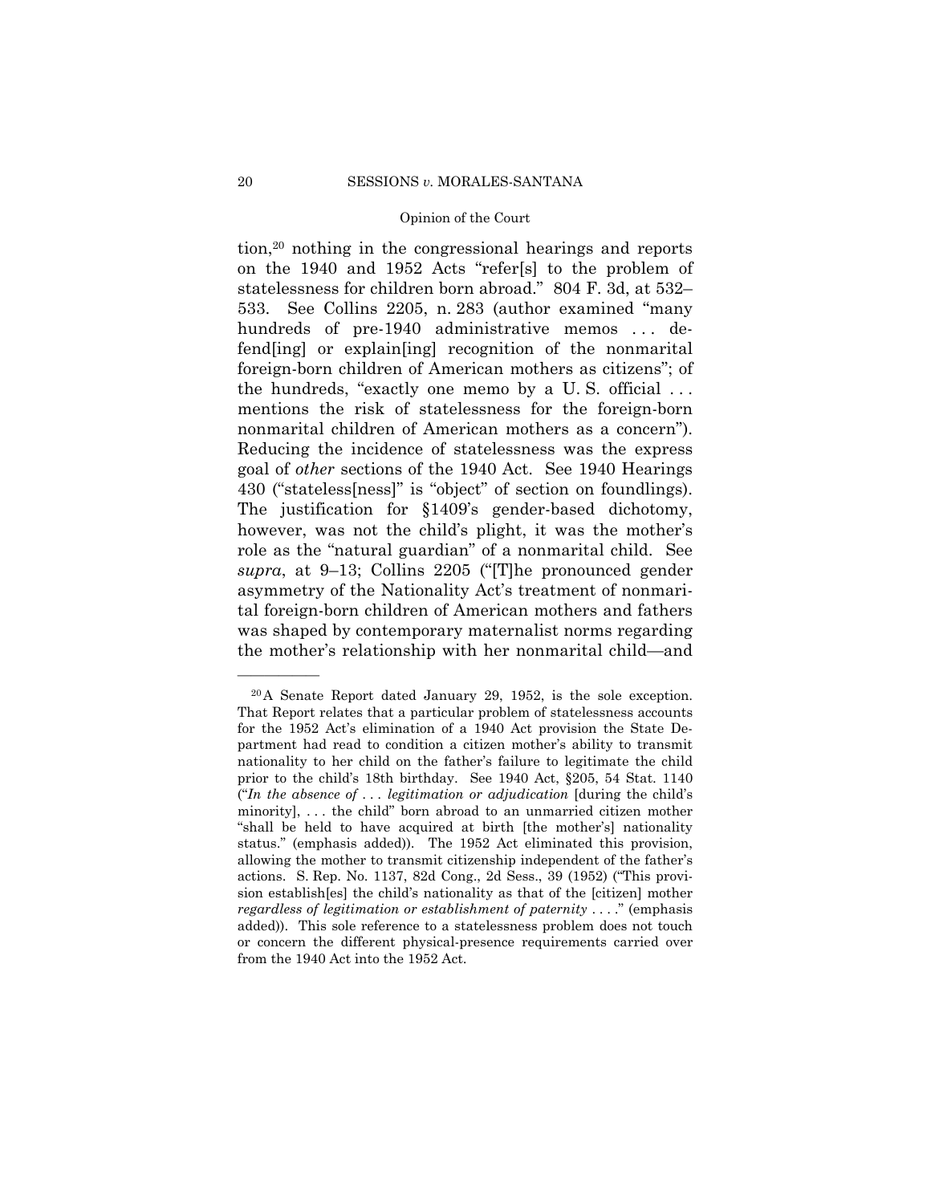tion,[20] nothing in the congressional hearings and reports on the 1940 and 1952 Acts "refer[s] to the problem of statelessness for children born abroad." 804 F. 3d, at 532–533. See Collins 2205, n. 283 (author examined "many hundreds of pre-1940 administrative memos . . . defend[ing] or explain[ing] recognition of the nonmarital foreign-born children of American mothers as citizens"; of the hundreds, "exactly one memo by a U. S. official . . . mentions the risk of statelessness for the foreign-born nonmarital children of American mothers as a concern"). Reducing the incidence of statelessness was the express goal of *other* sections of the 1940 Act. See 1940 Hearings 430 ("stateless[ness]" is "object" of section on foundlings). The justification for §1409's gender-based dichotomy, however, was not the child's plight, it was the mother's role as the "natural guardian" of a nonmarital child. See *supra*, at 9–13; Collins 2205 ("[T]he pronounced gender asymmetry of the Nationality Act's treatment of nonmarital foreign-born children of American mothers and fathers was shaped by contemporary maternalist norms regarding the mother's relationship with her nonmarital child—and

---

[20] A Senate Report dated January 29, 1952, is the sole exception. That Report relates that a particular problem of statelessness accounts for the 1952 Act's elimination of a 1940 Act provision the State Department had read to condition a citizen mother's ability to transmit nationality to her child on the father's failure to legitimate the child prior to the child's 18th birthday. See 1940 Act, §205, 54 Stat. 1140 ("*In the absence of . . . legitimation or adjudication* [during the child's minority], . . . the child" born abroad to an unmarried citizen mother "shall be held to have acquired at birth [the mother's] nationality status." (emphasis added)). The 1952 Act eliminated this provision, allowing the mother to transmit citizenship independent of the father's actions. S. Rep. No. 1137, 82d Cong., 2d Sess., 39 (1952) ("This provision establish[es] the child's nationality as that of the [citizen] mother *regardless of legitimation or establishment of paternity* . . . ." (emphasis added)). This sole reference to a statelessness problem does not touch or concern the different physical-presence requirements carried over from the 1940 Act into the 1952 Act.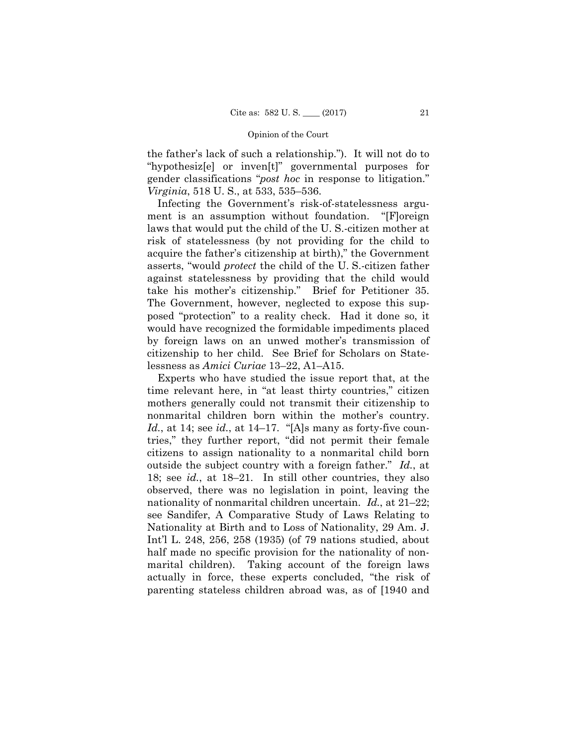the father's lack of such a relationship."). It will not do to "hypothesiz[e] or inven[t]" governmental purposes for gender classifications "*post hoc* in response to litigation." *Virginia*, 518 U. S., at 533, 535–536.

Infecting the Government's risk-of-statelessness argument is an assumption without foundation. "[F]oreign laws that would put the child of the U. S.-citizen mother at risk of statelessness (by not providing for the child to acquire the father's citizenship at birth)," the Government asserts, "would *protect* the child of the U. S.-citizen father against statelessness by providing that the child would take his mother's citizenship." Brief for Petitioner 35. The Government, however, neglected to expose this supposed "protection" to a reality check. Had it done so, it would have recognized the formidable impediments placed by foreign laws on an unwed mother's transmission of citizenship to her child. See Brief for Scholars on Statelessness as *Amici Curiae* 13–22, A1–A15.

Experts who have studied the issue report that, at the time relevant here, in "at least thirty countries," citizen mothers generally could not transmit their citizenship to nonmarital children born within the mother's country. *Id.*, at 14; see *id.*, at 14–17. "[A]s many as forty-five countries," they further report, "did not permit their female citizens to assign nationality to a nonmarital child born outside the subject country with a foreign father." *Id.*, at 18; see *id.*, at 18–21. In still other countries, they also observed, there was no legislation in point, leaving the nationality of nonmarital children uncertain. *Id.*, at 21–22; see Sandifer, A Comparative Study of Laws Relating to Nationality at Birth and to Loss of Nationality, 29 Am. J. Int'l L. 248, 256, 258 (1935) (of 79 nations studied, about half made no specific provision for the nationality of nonmarital children). Taking account of the foreign laws actually in force, these experts concluded, "the risk of parenting stateless children abroad was, as of [1940 and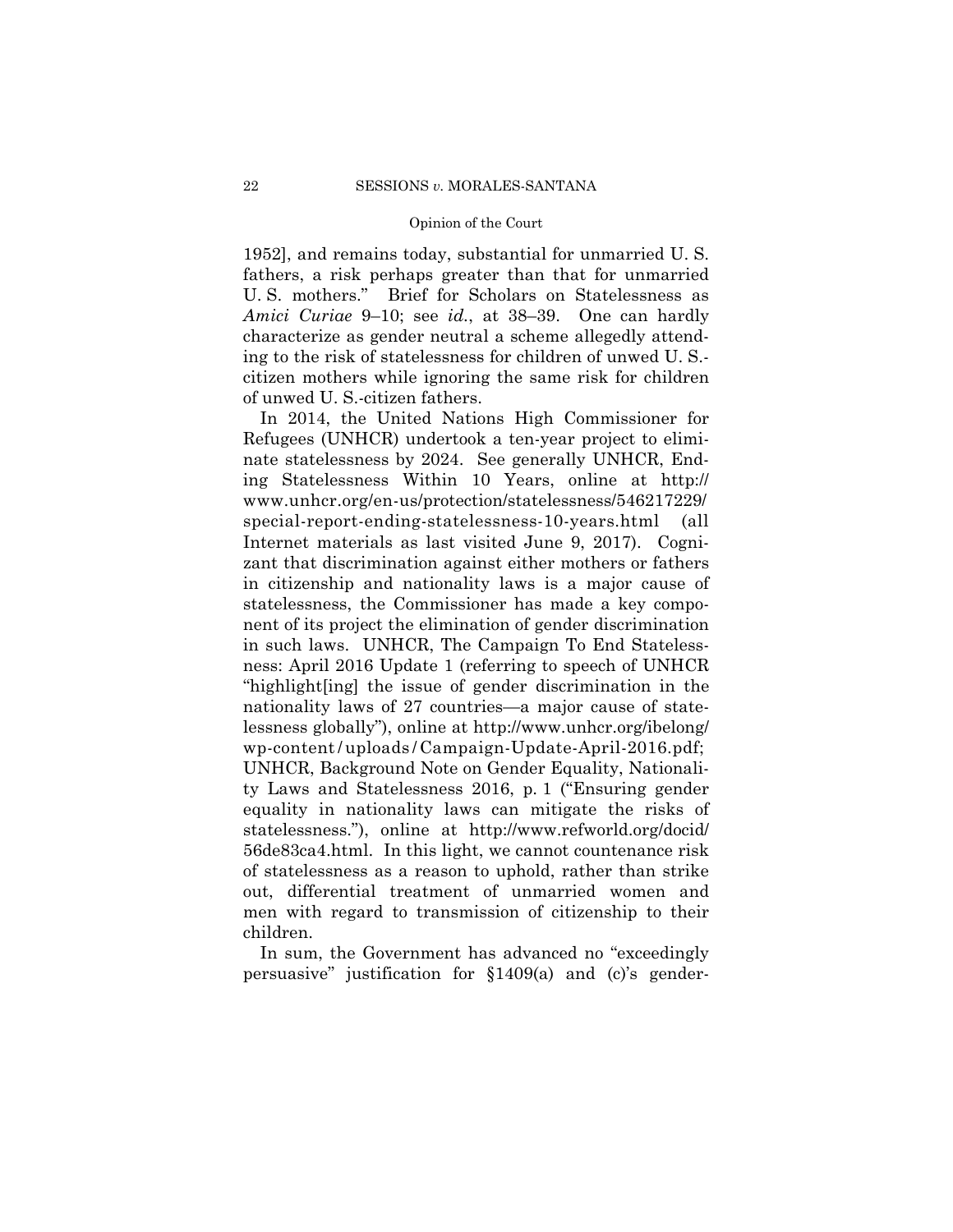1952], and remains today, substantial for unmarried U. S. fathers, a risk perhaps greater than that for unmarried U. S. mothers." Brief for Scholars on Statelessness as *Amici Curiae* 9–10; see *id.*, at 38–39. One can hardly characterize as gender neutral a scheme allegedly attending to the risk of statelessness for children of unwed U. S.-citizen mothers while ignoring the same risk for children of unwed U. S.-citizen fathers.

In 2014, the United Nations High Commissioner for Refugees (UNHCR) undertook a ten-year project to eliminate statelessness by 2024. See generally UNHCR, Ending Statelessness Within 10 Years, online at http://www.unhcr.org/en-us/protection/statelessness/546217229/special-report-ending-statelessness-10-years.html (all Internet materials as last visited June 9, 2017). Cognizant that discrimination against either mothers or fathers in citizenship and nationality laws is a major cause of statelessness, the Commissioner has made a key component of its project the elimination of gender discrimination in such laws. UNHCR, The Campaign To End Statelessness: April 2016 Update 1 (referring to speech of UNHCR "highlight[ing] the issue of gender discrimination in the nationality laws of 27 countries—a major cause of statelessness globally"), online at http://www.unhcr.org/ibelong/wp-content/uploads/Campaign-Update-April-2016.pdf; UNHCR, Background Note on Gender Equality, Nationality Laws and Statelessness 2016, p. 1 ("Ensuring gender equality in nationality laws can mitigate the risks of statelessness."), online at http://www.refworld.org/docid/56de83ca4.html. In this light, we cannot countenance risk of statelessness as a reason to uphold, rather than strike out, differential treatment of unmarried women and men with regard to transmission of citizenship to their children.

In sum, the Government has advanced no "exceedingly persuasive" justification for §1409(a) and (c)'s gender-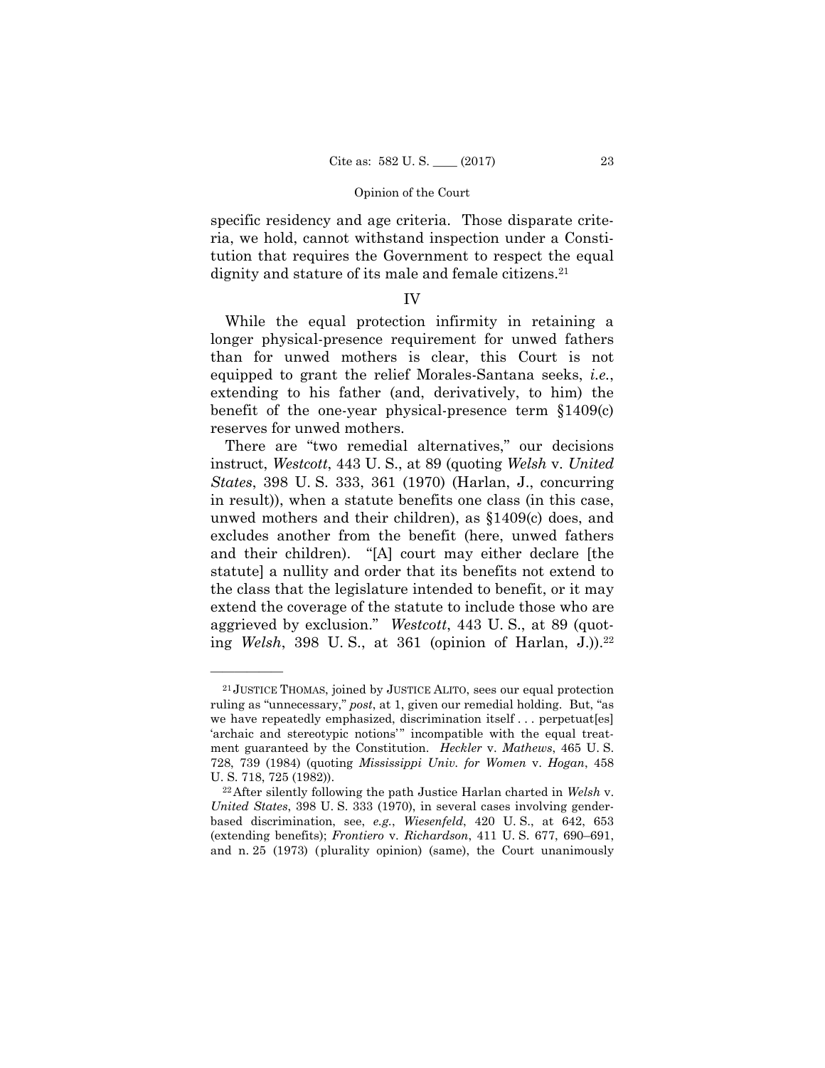specific residency and age criteria. Those disparate criteria, we hold, cannot withstand inspection under a Constitution that requires the Government to respect the equal dignity and stature of its male and female citizens.[21]

## IV

While the equal protection infirmity in retaining a longer physical-presence requirement for unwed fathers than for unwed mothers is clear, this Court is not equipped to grant the relief Morales-Santana seeks, *i.e.*, extending to his father (and, derivatively, to him) the benefit of the one-year physical-presence term §1409(c) reserves for unwed mothers.

There are "two remedial alternatives," our decisions instruct, *Westcott*, 443 U. S., at 89 (quoting *Welsh* v. *United States*, 398 U. S. 333, 361 (1970) (Harlan, J., concurring in result)), when a statute benefits one class (in this case, unwed mothers and their children), as §1409(c) does, and excludes another from the benefit (here, unwed fathers and their children). "[A] court may either declare [the statute] a nullity and order that its benefits not extend to the class that the legislature intended to benefit, or it may extend the coverage of the statute to include those who are aggrieved by exclusion." *Westcott*, 443 U. S., at 89 (quoting *Welsh*, 398 U. S., at 361 (opinion of Harlan, J.)).[22]

---

[21] JUSTICE THOMAS, joined by JUSTICE ALITO, sees our equal protection ruling as "unnecessary," *post*, at 1, given our remedial holding. But, "as we have repeatedly emphasized, discrimination itself . . . perpetuat[es] 'archaic and stereotypic notions'" incompatible with the equal treatment guaranteed by the Constitution. *Heckler* v. *Mathews*, 465 U. S. 728, 739 (1984) (quoting *Mississippi Univ. for Women* v. *Hogan*, 458 U. S. 718, 725 (1982)).

[22] After silently following the path Justice Harlan charted in *Welsh* v. *United States*, 398 U. S. 333 (1970), in several cases involving gender-based discrimination, see, *e.g.*, *Wiesenfeld*, 420 U. S., at 642, 653 (extending benefits); *Frontiero* v. *Richardson*, 411 U. S. 677, 690–691, and n. 25 (1973) (plurality opinion) (same), the Court unanimously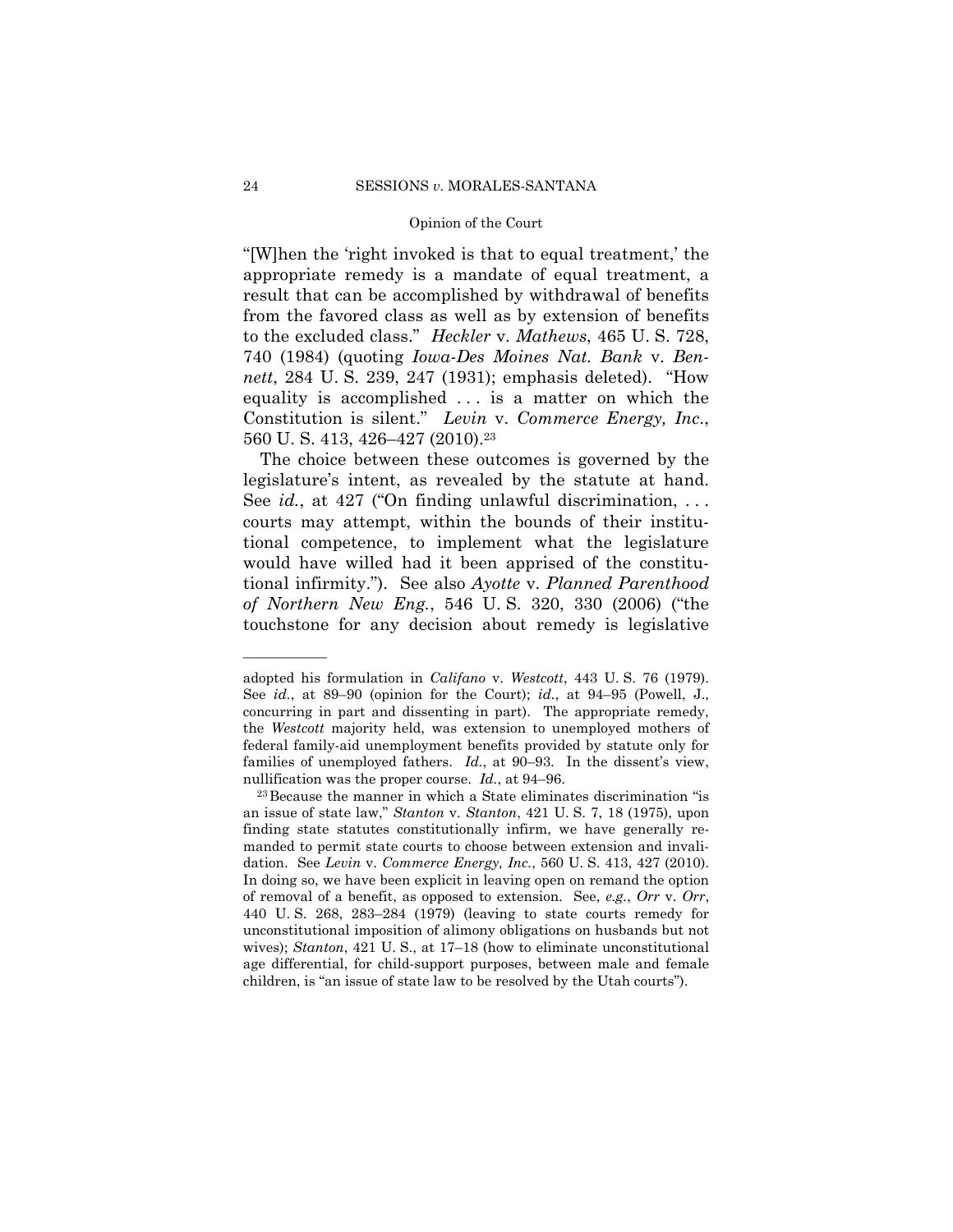"[W]hen the 'right invoked is that to equal treatment,' the appropriate remedy is a mandate of equal treatment, a result that can be accomplished by withdrawal of benefits from the favored class as well as by extension of benefits to the excluded class." *Heckler* v. *Mathews*, 465 U. S. 728, 740 (1984) (quoting *Iowa-Des Moines Nat. Bank* v. *Bennett*, 284 U. S. 239, 247 (1931); emphasis deleted). "How equality is accomplished . . . is a matter on which the Constitution is silent." *Levin* v. *Commerce Energy, Inc.*, 560 U. S. 413, 426–427 (2010).[23]

The choice between these outcomes is governed by the legislature's intent, as revealed by the statute at hand. See *id.*, at 427 ("On finding unlawful discrimination, . . . courts may attempt, within the bounds of their institutional competence, to implement what the legislature would have willed had it been apprised of the constitutional infirmity."). See also *Ayotte* v. *Planned Parenthood of Northern New Eng.*, 546 U. S. 320, 330 (2006) ("the touchstone for any decision about remedy is legislative

---

adopted his formulation in *Califano* v. *Westcott*, 443 U. S. 76 (1979). See *id.*, at 89–90 (opinion for the Court); *id.*, at 94–95 (Powell, J., concurring in part and dissenting in part). The appropriate remedy, the *Westcott* majority held, was extension to unemployed mothers of federal family-aid unemployment benefits provided by statute only for families of unemployed fathers. *Id.*, at 90–93. In the dissent's view, nullification was the proper course. *Id.*, at 94–96.

[23] Because the manner in which a State eliminates discrimination "is an issue of state law," *Stanton* v. *Stanton*, 421 U. S. 7, 18 (1975), upon finding state statutes constitutionally infirm, we have generally remanded to permit state courts to choose between extension and invalidation. See *Levin* v. *Commerce Energy, Inc.*, 560 U. S. 413, 427 (2010). In doing so, we have been explicit in leaving open on remand the option of removal of a benefit, as opposed to extension. See, *e.g.*, *Orr* v. *Orr*, 440 U. S. 268, 283–284 (1979) (leaving to state courts remedy for unconstitutional imposition of alimony obligations on husbands but not wives); *Stanton*, 421 U. S., at 17–18 (how to eliminate unconstitutional age differential, for child-support purposes, between male and female children, is "an issue of state law to be resolved by the Utah courts").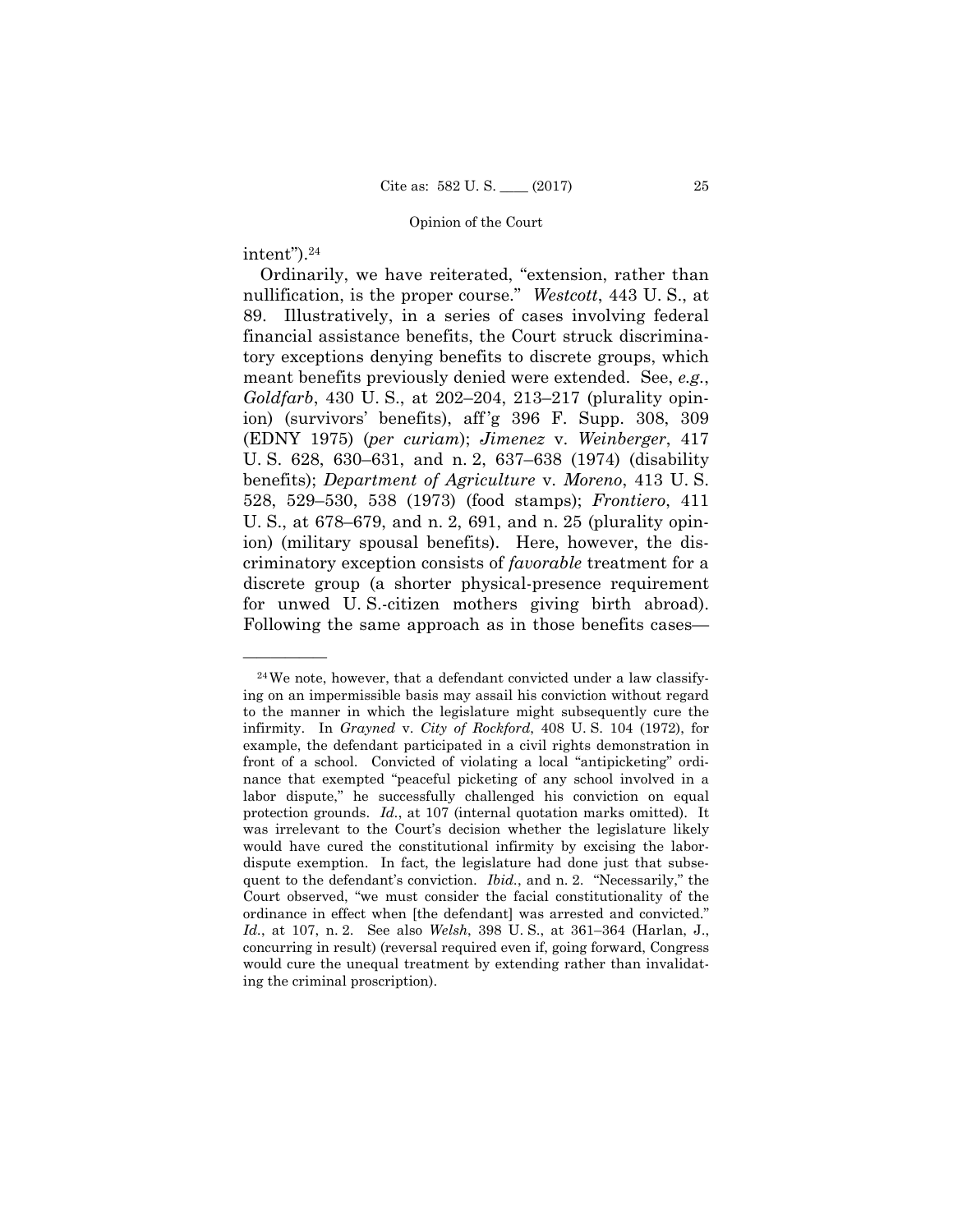intent").[24]

Ordinarily, we have reiterated, "extension, rather than nullification, is the proper course." *Westcott*, 443 U. S., at 89. Illustratively, in a series of cases involving federal financial assistance benefits, the Court struck discriminatory exceptions denying benefits to discrete groups, which meant benefits previously denied were extended. See, *e.g.*, *Goldfarb*, 430 U. S., at 202–204, 213–217 (plurality opinion) (survivors' benefits), aff'g 396 F. Supp. 308, 309 (EDNY 1975) (*per curiam*); *Jimenez* v. *Weinberger*, 417 U. S. 628, 630–631, and n. 2, 637–638 (1974) (disability benefits); *Department of Agriculture* v. *Moreno*, 413 U. S. 528, 529–530, 538 (1973) (food stamps); *Frontiero*, 411 U. S., at 678–679, and n. 2, 691, and n. 25 (plurality opinion) (military spousal benefits). Here, however, the discriminatory exception consists of *favorable* treatment for a discrete group (a shorter physical-presence requirement for unwed U. S.-citizen mothers giving birth abroad). Following the same approach as in those benefits cases—

---

[24] We note, however, that a defendant convicted under a law classifying on an impermissible basis may assail his conviction without regard to the manner in which the legislature might subsequently cure the infirmity. In *Grayned* v. *City of Rockford*, 408 U. S. 104 (1972), for example, the defendant participated in a civil rights demonstration in front of a school. Convicted of violating a local "antipicketing" ordinance that exempted "peaceful picketing of any school involved in a labor dispute," he successfully challenged his conviction on equal protection grounds. *Id.*, at 107 (internal quotation marks omitted). It was irrelevant to the Court's decision whether the legislature likely would have cured the constitutional infirmity by excising the labor-dispute exemption. In fact, the legislature had done just that subsequent to the defendant's conviction. *Ibid.*, and n. 2. "Necessarily," the Court observed, "we must consider the facial constitutionality of the ordinance in effect when [the defendant] was arrested and convicted." *Id.*, at 107, n. 2. See also *Welsh*, 398 U. S., at 361–364 (Harlan, J., concurring in result) (reversal required even if, going forward, Congress would cure the unequal treatment by extending rather than invalidating the criminal proscription).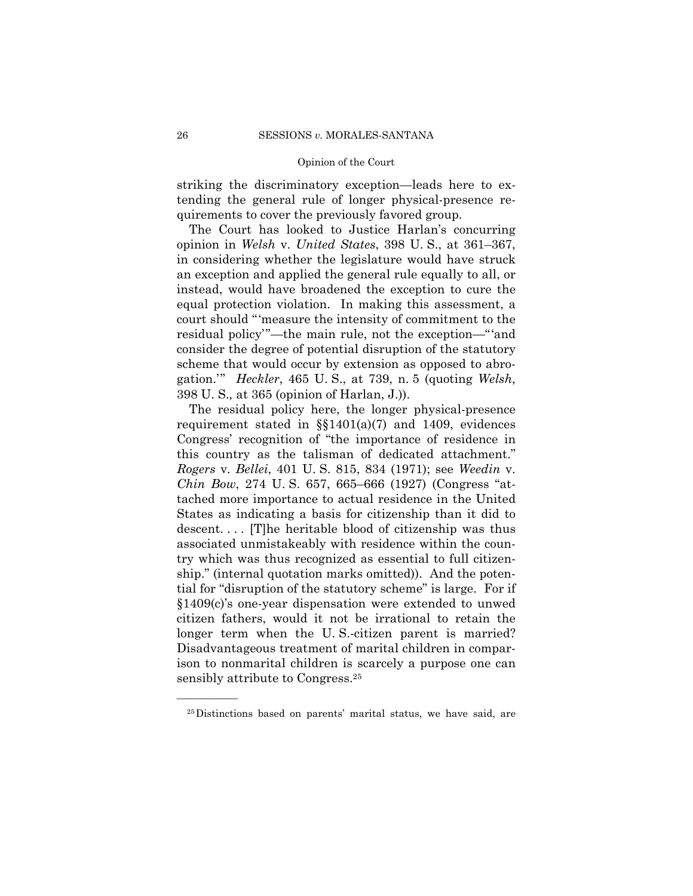striking the discriminatory exception—leads here to extending the general rule of longer physical-presence requirements to cover the previously favored group.

The Court has looked to Justice Harlan's concurring opinion in *Welsh* v. *United States*, 398 U. S., at 361–367, in considering whether the legislature would have struck an exception and applied the general rule equally to all, or instead, would have broadened the exception to cure the equal protection violation. In making this assessment, a court should "'measure the intensity of commitment to the residual policy'"—the main rule, not the exception—"'and consider the degree of potential disruption of the statutory scheme that would occur by extension as opposed to abrogation.'" *Heckler*, 465 U. S., at 739, n. 5 (quoting *Welsh*, 398 U. S., at 365 (opinion of Harlan, J.)).

The residual policy here, the longer physical-presence requirement stated in §§1401(a)(7) and 1409, evidences Congress' recognition of "the importance of residence in this country as the talisman of dedicated attachment." *Rogers* v. *Bellei*, 401 U. S. 815, 834 (1971); see *Weedin* v. *Chin Bow*, 274 U. S. 657, 665–666 (1927) (Congress "attached more importance to actual residence in the United States as indicating a basis for citizenship than it did to descent. . . . [T]he heritable blood of citizenship was thus associated unmistakeably with residence within the country which was thus recognized as essential to full citizenship." (internal quotation marks omitted)). And the potential for "disruption of the statutory scheme" is large. For if §1409(c)'s one-year dispensation were extended to unwed citizen fathers, would it not be irrational to retain the longer term when the U. S.-citizen parent is married? Disadvantageous treatment of marital children in comparison to nonmarital children is scarcely a purpose one can sensibly attribute to Congress.[25]

---

[25] Distinctions based on parents' marital status, we have said, are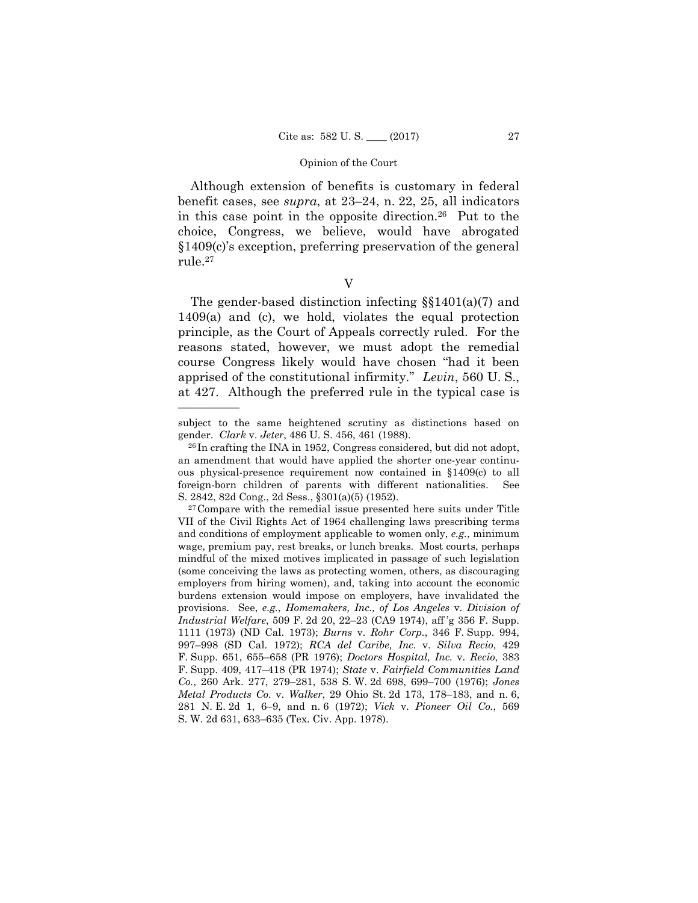Although extension of benefits is customary in federal benefit cases, see *supra*, at 23–24, n. 22, 25, all indicators in this case point in the opposite direction.[26] Put to the choice, Congress, we believe, would have abrogated §1409(c)'s exception, preferring preservation of the general rule.[27]

## V

The gender-based distinction infecting §§1401(a)(7) and 1409(a) and (c), we hold, violates the equal protection principle, as the Court of Appeals correctly ruled. For the reasons stated, however, we must adopt the remedial course Congress likely would have chosen "had it been apprised of the constitutional infirmity." *Levin*, 560 U. S., at 427. Although the preferred rule in the typical case is

---

subject to the same heightened scrutiny as distinctions based on gender. *Clark* v. *Jeter*, 486 U. S. 456, 461 (1988).

[26] In crafting the INA in 1952, Congress considered, but did not adopt, an amendment that would have applied the shorter one-year continuous physical-presence requirement now contained in §1409(c) to all foreign-born children of parents with different nationalities. See S. 2842, 82d Cong., 2d Sess., §301(a)(5) (1952).

[27] Compare with the remedial issue presented here suits under Title VII of the Civil Rights Act of 1964 challenging laws prescribing terms and conditions of employment applicable to women only, *e.g.*, minimum wage, premium pay, rest breaks, or lunch breaks. Most courts, perhaps mindful of the mixed motives implicated in passage of such legislation (some conceiving the laws as protecting women, others, as discouraging employers from hiring women), and, taking into account the economic burdens extension would impose on employers, have invalidated the provisions. See, *e.g.*, *Homemakers, Inc., of Los Angeles* v. *Division of Industrial Welfare*, 509 F. 2d 20, 22–23 (CA9 1974), aff'g 356 F. Supp. 1111 (1973) (ND Cal. 1973); *Burns* v. *Rohr Corp.*, 346 F. Supp. 994, 997–998 (SD Cal. 1972); *RCA del Caribe, Inc.* v. *Silva Recio*, 429 F. Supp. 651, 655–658 (PR 1976); *Doctors Hospital, Inc.* v. *Recio*, 383 F. Supp. 409, 417–418 (PR 1974); *State* v. *Fairfield Communities Land Co.*, 260 Ark. 277, 279–281, 538 S. W. 2d 698, 699–700 (1976); *Jones Metal Products Co.* v. *Walker*, 29 Ohio St. 2d 173, 178–183, and n. 6, 281 N. E. 2d 1, 6–9, and n. 6 (1972); *Vick* v. *Pioneer Oil Co.*, 569 S. W. 2d 631, 633–635 (Tex. Civ. App. 1978).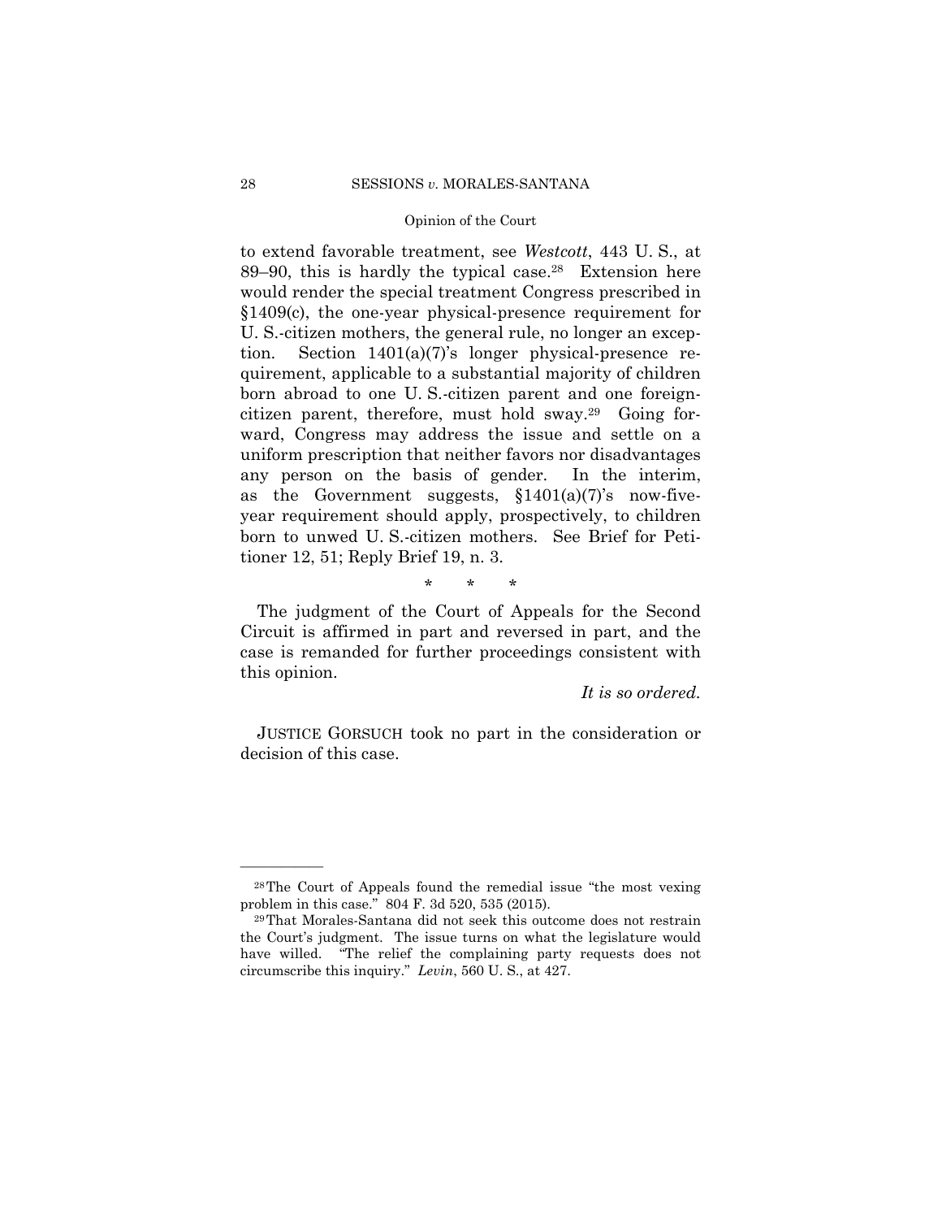to extend favorable treatment, see *Westcott*, 443 U. S., at 89–90, this is hardly the typical case.[28] Extension here would render the special treatment Congress prescribed in §1409(c), the one-year physical-presence requirement for U. S.-citizen mothers, the general rule, no longer an exception. Section 1401(a)(7)'s longer physical-presence requirement, applicable to a substantial majority of children born abroad to one U. S.-citizen parent and one foreign-citizen parent, therefore, must hold sway.[29] Going forward, Congress may address the issue and settle on a uniform prescription that neither favors nor disadvantages any person on the basis of gender. In the interim, as the Government suggests, §1401(a)(7)'s now-five-year requirement should apply, prospectively, to children born to unwed U. S.-citizen mothers. See Brief for Petitioner 12, 51; Reply Brief 19, n. 3.

\* \* \*

The judgment of the Court of Appeals for the Second Circuit is affirmed in part and reversed in part, and the case is remanded for further proceedings consistent with this opinion.

*It is so ordered.*

JUSTICE GORSUCH took no part in the consideration or decision of this case.

---

[28] The Court of Appeals found the remedial issue "the most vexing problem in this case." 804 F. 3d 520, 535 (2015).

[29] That Morales-Santana did not seek this outcome does not restrain the Court's judgment. The issue turns on what the legislature would have willed. "The relief the complaining party requests does not circumscribe this inquiry." *Levin*, 560 U. S., at 427.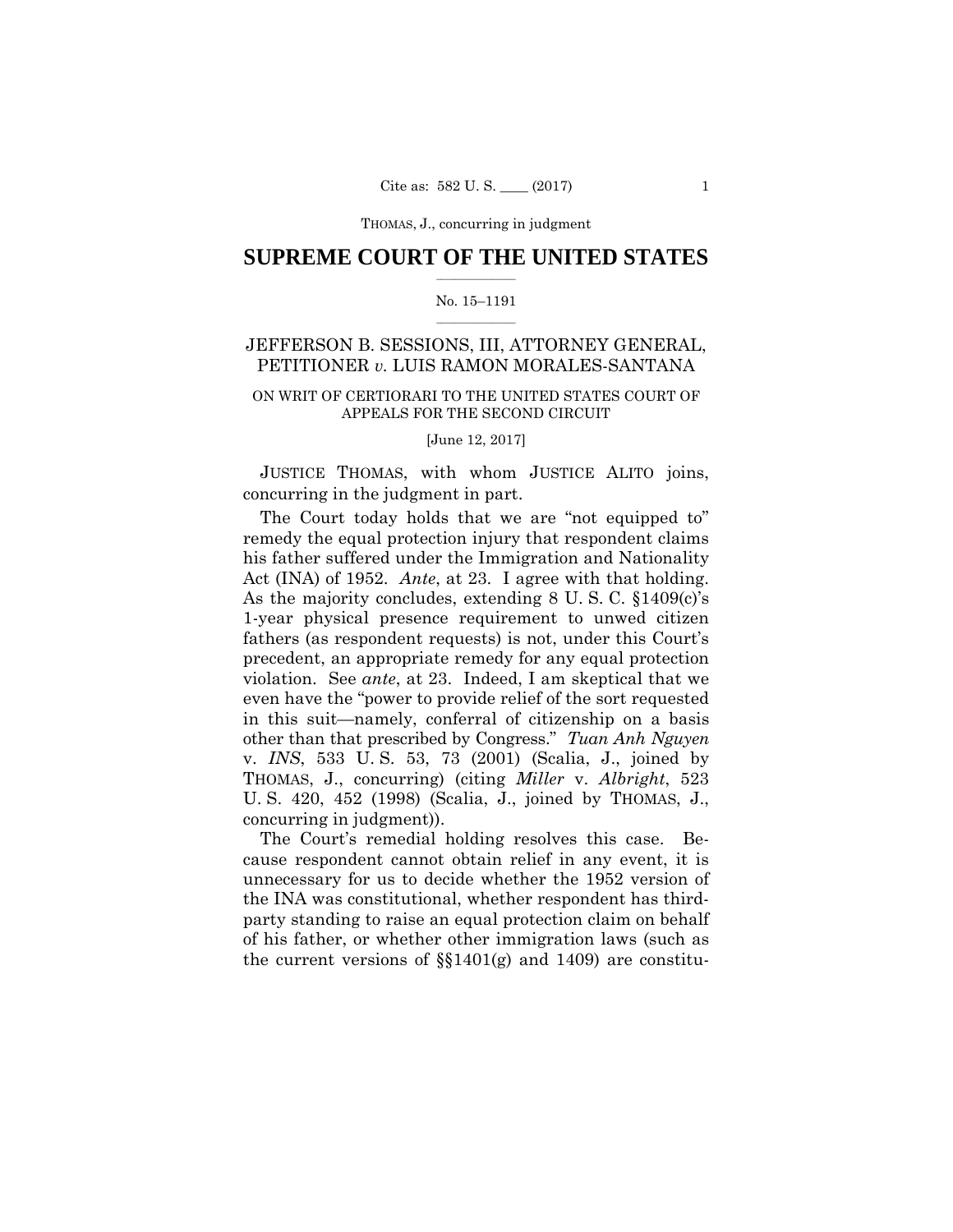THOMAS, J., concurring in judgment

# SUPREME COURT OF THE UNITED STATES

No. 15–1191

## JEFFERSON B. SESSIONS, III, ATTORNEY GENERAL, PETITIONER *v.* LUIS RAMON MORALES-SANTANA

ON WRIT OF CERTIORARI TO THE UNITED STATES COURT OF APPEALS FOR THE SECOND CIRCUIT

[June 12, 2017]

JUSTICE THOMAS, with whom JUSTICE ALITO joins, concurring in the judgment in part.

The Court today holds that we are "not equipped to" remedy the equal protection injury that respondent claims his father suffered under the Immigration and Nationality Act (INA) of 1952. *Ante*, at 23. I agree with that holding. As the majority concludes, extending 8 U. S. C. §1409(c)'s 1-year physical presence requirement to unwed citizen fathers (as respondent requests) is not, under this Court's precedent, an appropriate remedy for any equal protection violation. See *ante*, at 23. Indeed, I am skeptical that we even have the "power to provide relief of the sort requested in this suit—namely, conferral of citizenship on a basis other than that prescribed by Congress." *Tuan Anh Nguyen* v. *INS*, 533 U. S. 53, 73 (2001) (Scalia, J., joined by THOMAS, J., concurring) (citing *Miller* v. *Albright*, 523 U. S. 420, 452 (1998) (Scalia, J., joined by THOMAS, J., concurring in judgment)).

The Court's remedial holding resolves this case. Because respondent cannot obtain relief in any event, it is unnecessary for us to decide whether the 1952 version of the INA was constitutional, whether respondent has third-party standing to raise an equal protection claim on behalf of his father, or whether other immigration laws (such as the current versions of §§1401(g) and 1409) are constitu-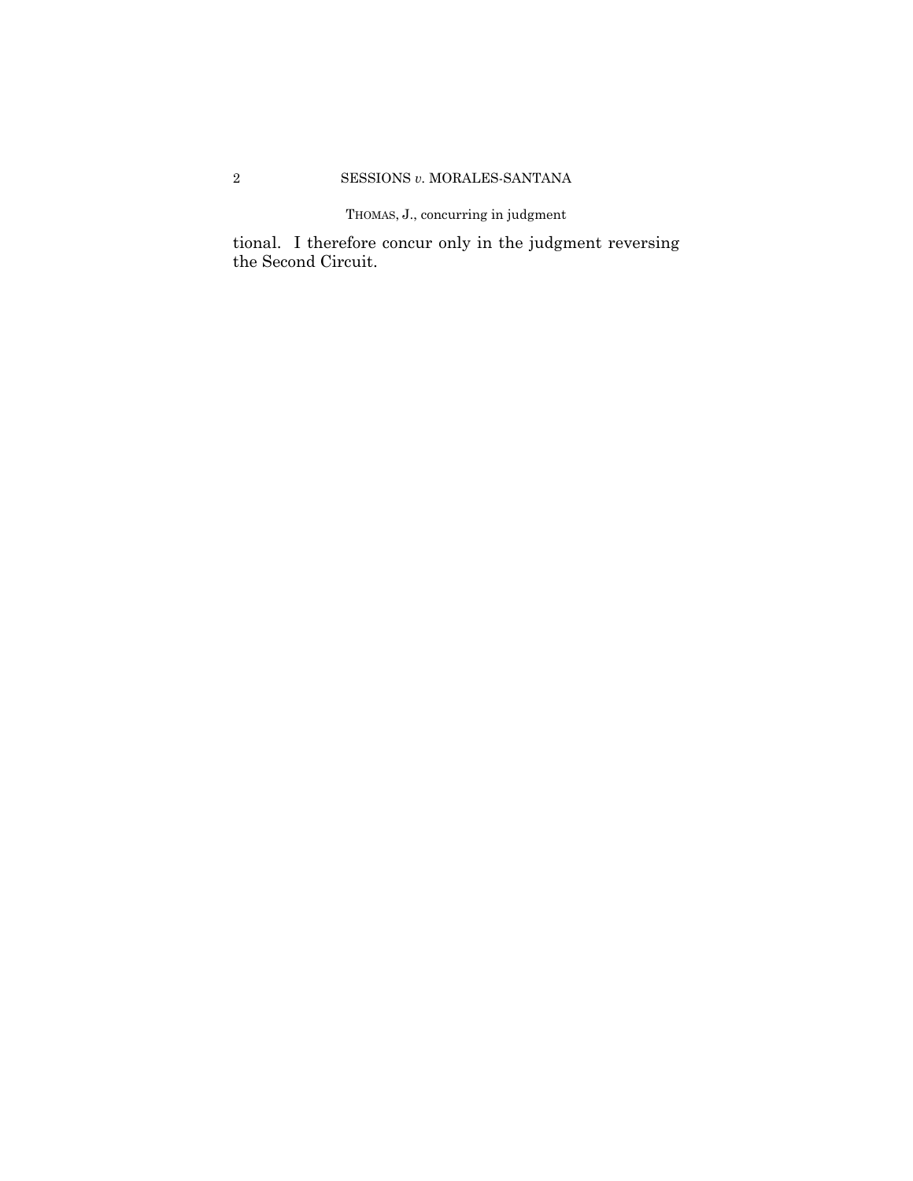tional. I therefore concur only in the judgment reversing the Second Circuit.